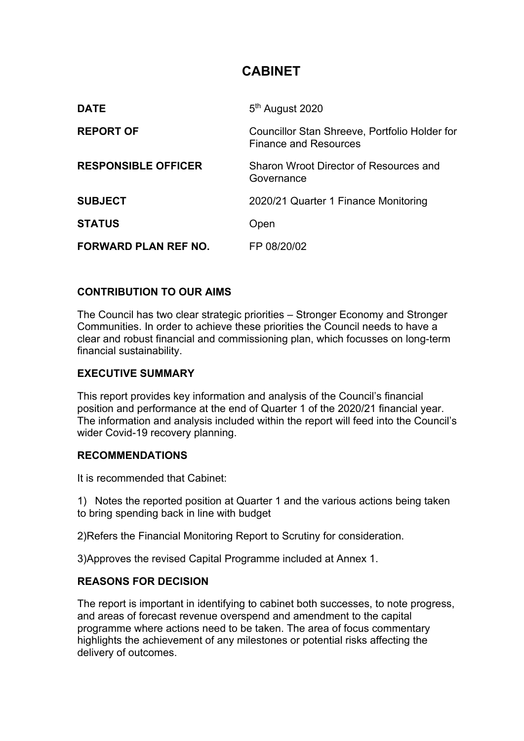# CABINET

| | |
|---|---|
| **DATE** | 5th August 2020 |
| **REPORT OF** | Councillor Stan Shreeve, Portfolio Holder for Finance and Resources |
| **RESPONSIBLE OFFICER** | Sharon Wroot Director of Resources and Governance |
| **SUBJECT** | 2020/21 Quarter 1 Finance Monitoring |
| **STATUS** | Open |
| **FORWARD PLAN REF NO.** | FP 08/20/02 |

### CONTRIBUTION TO OUR AIMS

The Council has two clear strategic priorities – Stronger Economy and Stronger Communities. In order to achieve these priorities the Council needs to have a clear and robust financial and commissioning plan, which focusses on long-term financial sustainability.

### EXECUTIVE SUMMARY

This report provides key information and analysis of the Council's financial position and performance at the end of Quarter 1 of the 2020/21 financial year. The information and analysis included within the report will feed into the Council's wider Covid-19 recovery planning.

### RECOMMENDATIONS

It is recommended that Cabinet:

1) Notes the reported position at Quarter 1 and the various actions being taken to bring spending back in line with budget

2)Refers the Financial Monitoring Report to Scrutiny for consideration.

3)Approves the revised Capital Programme included at Annex 1.

### REASONS FOR DECISION

The report is important in identifying to cabinet both successes, to note progress, and areas of forecast revenue overspend and amendment to the capital programme where actions need to be taken. The area of focus commentary highlights the achievement of any milestones or potential risks affecting the delivery of outcomes.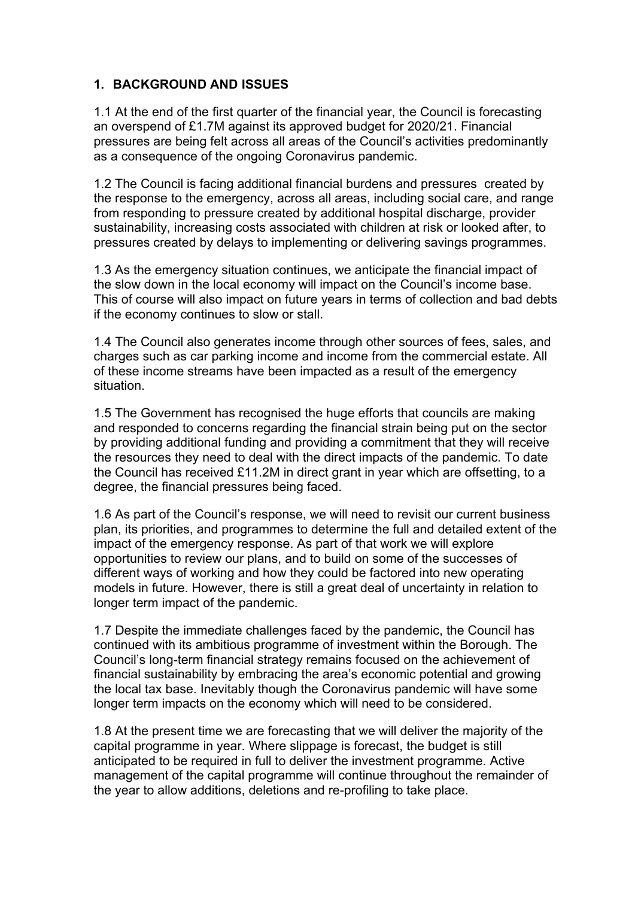## 1. BACKGROUND AND ISSUES

1.1 At the end of the first quarter of the financial year, the Council is forecasting an overspend of £1.7M against its approved budget for 2020/21. Financial pressures are being felt across all areas of the Council's activities predominantly as a consequence of the ongoing Coronavirus pandemic.

1.2 The Council is facing additional financial burdens and pressures created by the response to the emergency, across all areas, including social care, and range from responding to pressure created by additional hospital discharge, provider sustainability, increasing costs associated with children at risk or looked after, to pressures created by delays to implementing or delivering savings programmes.

1.3 As the emergency situation continues, we anticipate the financial impact of the slow down in the local economy will impact on the Council's income base. This of course will also impact on future years in terms of collection and bad debts if the economy continues to slow or stall.

1.4 The Council also generates income through other sources of fees, sales, and charges such as car parking income and income from the commercial estate. All of these income streams have been impacted as a result of the emergency situation.

1.5 The Government has recognised the huge efforts that councils are making and responded to concerns regarding the financial strain being put on the sector by providing additional funding and providing a commitment that they will receive the resources they need to deal with the direct impacts of the pandemic. To date the Council has received £11.2M in direct grant in year which are offsetting, to a degree, the financial pressures being faced.

1.6 As part of the Council's response, we will need to revisit our current business plan, its priorities, and programmes to determine the full and detailed extent of the impact of the emergency response. As part of that work we will explore opportunities to review our plans, and to build on some of the successes of different ways of working and how they could be factored into new operating models in future. However, there is still a great deal of uncertainty in relation to longer term impact of the pandemic.

1.7 Despite the immediate challenges faced by the pandemic, the Council has continued with its ambitious programme of investment within the Borough. The Council's long-term financial strategy remains focused on the achievement of financial sustainability by embracing the area's economic potential and growing the local tax base. Inevitably though the Coronavirus pandemic will have some longer term impacts on the economy which will need to be considered.

1.8 At the present time we are forecasting that we will deliver the majority of the capital programme in year. Where slippage is forecast, the budget is still anticipated to be required in full to deliver the investment programme. Active management of the capital programme will continue throughout the remainder of the year to allow additions, deletions and re-profiling to take place.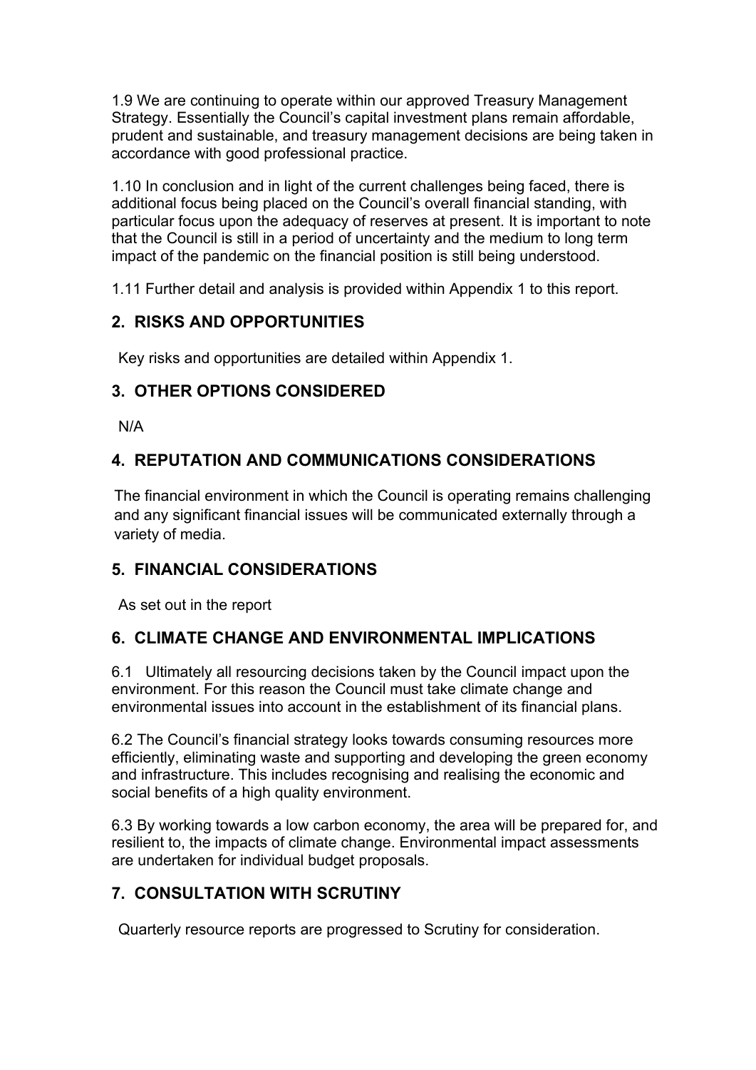1.9 We are continuing to operate within our approved Treasury Management Strategy. Essentially the Council's capital investment plans remain affordable, prudent and sustainable, and treasury management decisions are being taken in accordance with good professional practice.

1.10 In conclusion and in light of the current challenges being faced, there is additional focus being placed on the Council's overall financial standing, with particular focus upon the adequacy of reserves at present. It is important to note that the Council is still in a period of uncertainty and the medium to long term impact of the pandemic on the financial position is still being understood.

1.11 Further detail and analysis is provided within Appendix 1 to this report.

## 2. RISKS AND OPPORTUNITIES

Key risks and opportunities are detailed within Appendix 1.

## 3. OTHER OPTIONS CONSIDERED

N/A

## 4. REPUTATION AND COMMUNICATIONS CONSIDERATIONS

The financial environment in which the Council is operating remains challenging and any significant financial issues will be communicated externally through a variety of media.

## 5. FINANCIAL CONSIDERATIONS

As set out in the report

## 6. CLIMATE CHANGE AND ENVIRONMENTAL IMPLICATIONS

6.1 Ultimately all resourcing decisions taken by the Council impact upon the environment. For this reason the Council must take climate change and environmental issues into account in the establishment of its financial plans.

6.2 The Council's financial strategy looks towards consuming resources more efficiently, eliminating waste and supporting and developing the green economy and infrastructure. This includes recognising and realising the economic and social benefits of a high quality environment.

6.3 By working towards a low carbon economy, the area will be prepared for, and resilient to, the impacts of climate change. Environmental impact assessments are undertaken for individual budget proposals.

## 7. CONSULTATION WITH SCRUTINY

Quarterly resource reports are progressed to Scrutiny for consideration.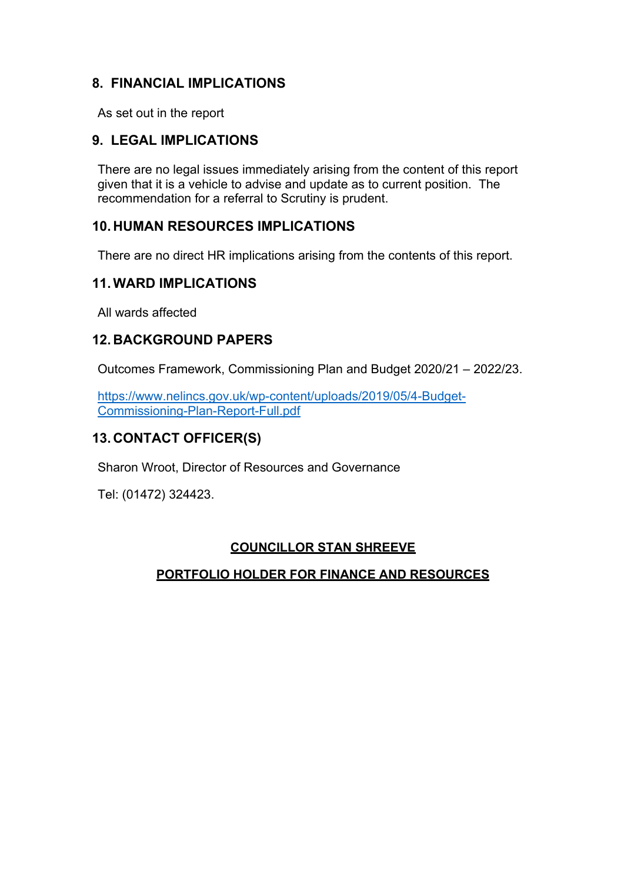## 8. FINANCIAL IMPLICATIONS

As set out in the report

## 9. LEGAL IMPLICATIONS

There are no legal issues immediately arising from the content of this report given that it is a vehicle to advise and update as to current position. The recommendation for a referral to Scrutiny is prudent.

## 10. HUMAN RESOURCES IMPLICATIONS

There are no direct HR implications arising from the contents of this report.

## 11. WARD IMPLICATIONS

All wards affected

## 12. BACKGROUND PAPERS

Outcomes Framework, Commissioning Plan and Budget 2020/21 – 2022/23.

[https://www.nelincs.gov.uk/wp-content/uploads/2019/05/4-Budget-Commissioning-Plan-Report-Full.pdf](https://www.nelincs.gov.uk/wp-content/uploads/2019/05/4-Budget-Commissioning-Plan-Report-Full.pdf)

## 13. CONTACT OFFICER(S)

Sharon Wroot, Director of Resources and Governance

Tel: (01472) 324423.

**COUNCILLOR STAN SHREEVE**

**PORTFOLIO HOLDER FOR FINANCE AND RESOURCES**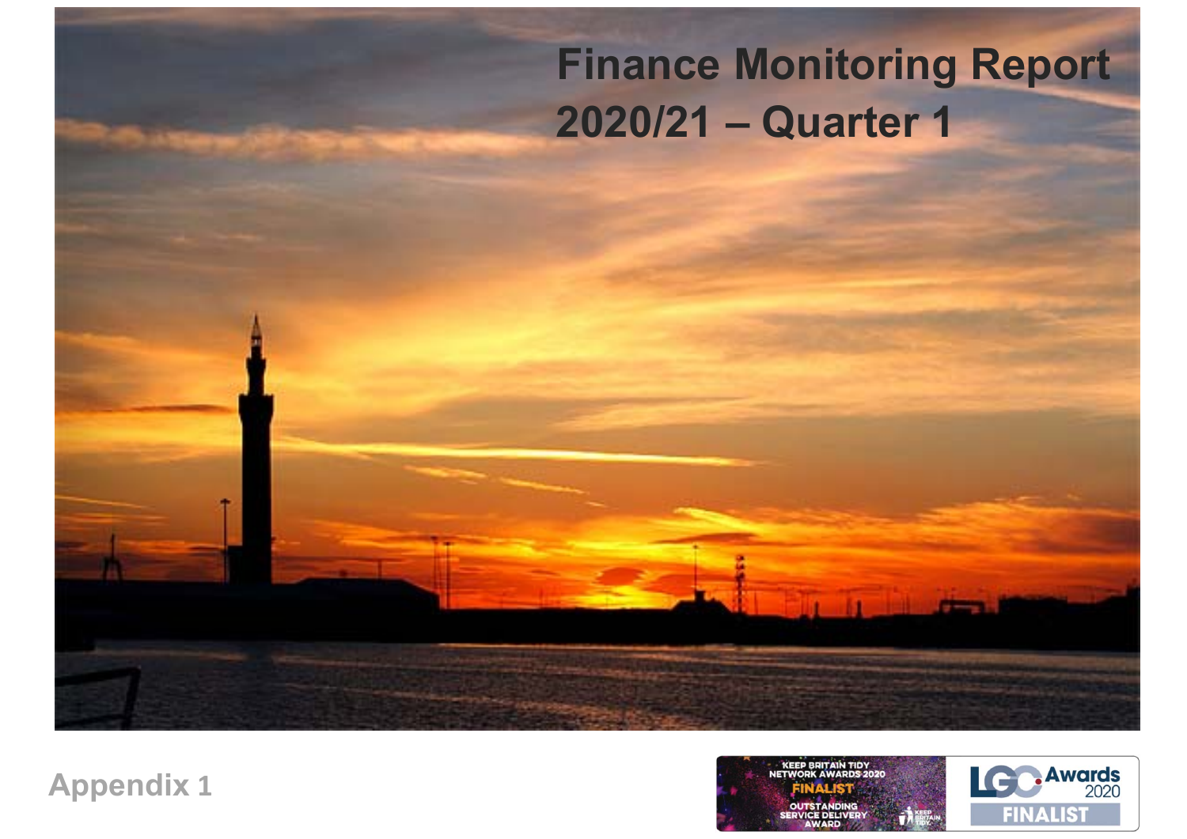# Finance Monitoring Report 2020/21 – Quarter 1

Appendix 1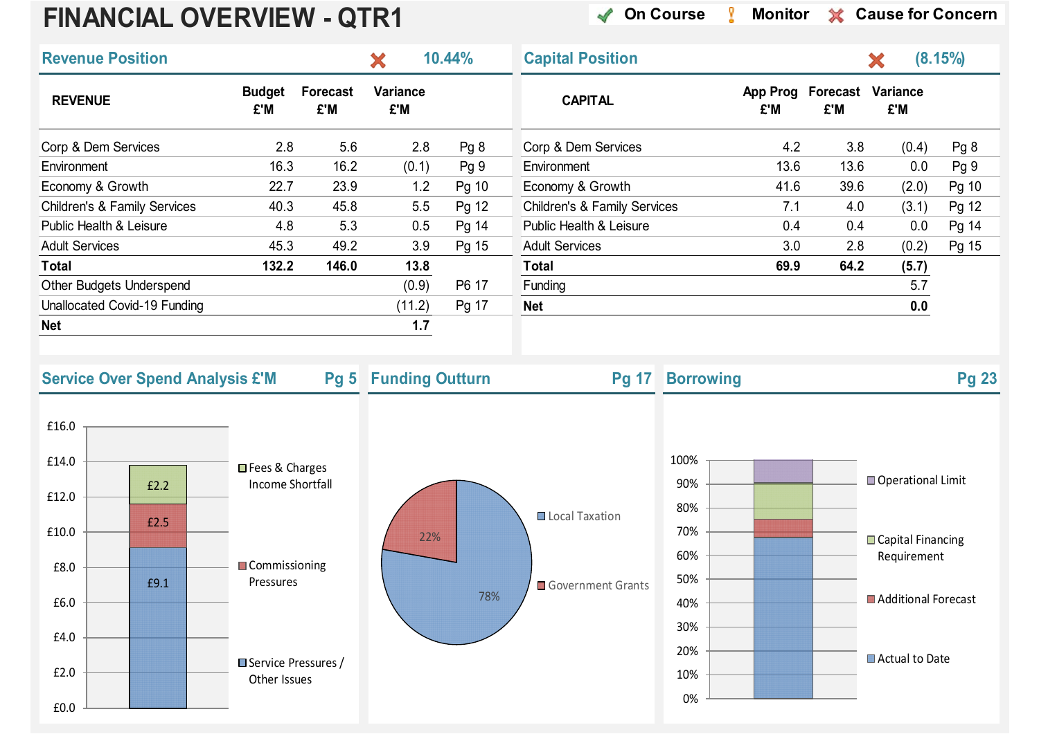# FINANCIAL OVERVIEW - QTR1

✔ On Course  ! Monitor  ✖ Cause for Concern

## Revenue Position ✖ 10.44%

| REVENUE | Budget £'M | Forecast £'M | Variance £'M | |
|---|---|---|---|---|
| Corp & Dem Services | 2.8 | 5.6 | 2.8 | Pg 8 |
| Environment | 16.3 | 16.2 | (0.1) | Pg 9 |
| Economy & Growth | 22.7 | 23.9 | 1.2 | Pg 10 |
| Children's & Family Services | 40.3 | 45.8 | 5.5 | Pg 12 |
| Public Health & Leisure | 4.8 | 5.3 | 0.5 | Pg 14 |
| Adult Services | 45.3 | 49.2 | 3.9 | Pg 15 |
| **Total** | **132.2** | **146.0** | **13.8** | |
| Other Budgets Underspend | | | (0.9) | P6 17 |
| Unallocated Covid-19 Funding | | | (11.2) | Pg 17 |
| **Net** | | | **1.7** | |

## Capital Position ✖ (8.15%)

| CAPITAL | App Prog £'M | Forecast £'M | Variance £'M | |
|---|---|---|---|---|
| Corp & Dem Services | 4.2 | 3.8 | (0.4) | Pg 8 |
| Environment | 13.6 | 13.6 | 0.0 | Pg 9 |
| Economy & Growth | 41.6 | 39.6 | (2.0) | Pg 10 |
| Children's & Family Services | 7.1 | 4.0 | (3.1) | Pg 12 |
| Public Health & Leisure | 0.4 | 0.4 | 0.0 | Pg 14 |
| Adult Services | 3.0 | 2.8 | (0.2) | Pg 15 |
| **Total** | **69.9** | **64.2** | **(5.7)** | |
| Funding | | | 5.7 | |
| **Net** | | | **0.0** | |

## Service Over Spend Analysis £'M Pg 5

£16.0
£14.0
£12.0
£10.0
£8.0
£6.0
£4.0
£2.0
£0.0

£2.2
£2.5
£9.1

Fees & Charges Income Shortfall
Commissioning Pressures
Service Pressures / Other Issues

## Funding Outturn Pg 17

22%
78%

Local Taxation
Government Grants

## Borrowing Pg 23

100%
90%
80%
70%
60%
50%
40%
30%
20%
10%
0%

Operational Limit
Capital Financing Requirement
Additional Forecast
Actual to Date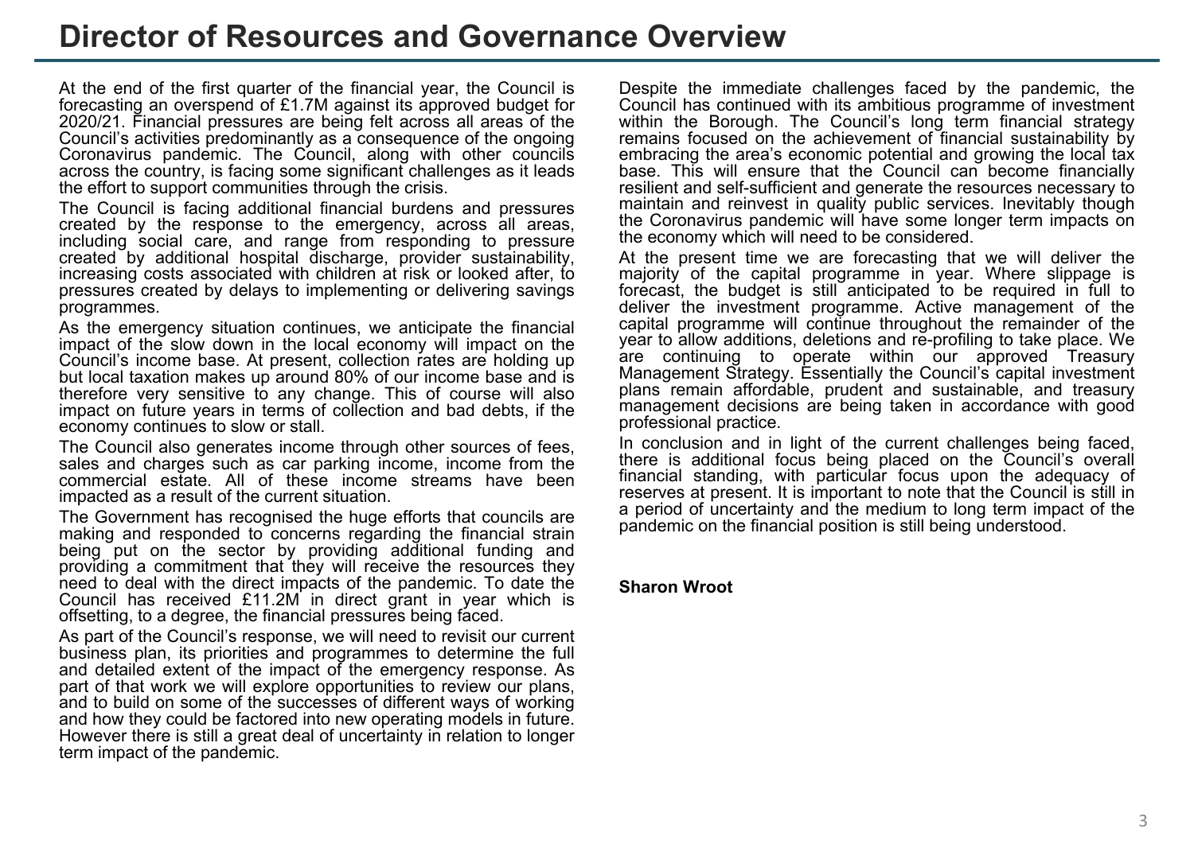# Director of Resources and Governance Overview

At the end of the first quarter of the financial year, the Council is forecasting an overspend of £1.7M against its approved budget for 2020/21. Financial pressures are being felt across all areas of the Council's activities predominantly as a consequence of the ongoing Coronavirus pandemic. The Council, along with other councils across the country, is facing some significant challenges as it leads the effort to support communities through the crisis.

The Council is facing additional financial burdens and pressures created by the response to the emergency, across all areas, including social care, and range from responding to pressure created by additional hospital discharge, provider sustainability, increasing costs associated with children at risk or looked after, to pressures created by delays to implementing or delivering savings programmes.

As the emergency situation continues, we anticipate the financial impact of the slow down in the local economy will impact on the Council's income base. At present, collection rates are holding up but local taxation makes up around 80% of our income base and is therefore very sensitive to any change. This of course will also impact on future years in terms of collection and bad debts, if the economy continues to slow or stall.

The Council also generates income through other sources of fees, sales and charges such as car parking income, income from the commercial estate. All of these income streams have been impacted as a result of the current situation.

The Government has recognised the huge efforts that councils are making and responded to concerns regarding the financial strain being put on the sector by providing additional funding and providing a commitment that they will receive the resources they need to deal with the direct impacts of the pandemic. To date the Council has received £11.2M in direct grant in year which is offsetting, to a degree, the financial pressures being faced.

As part of the Council's response, we will need to revisit our current business plan, its priorities and programmes to determine the full and detailed extent of the impact of the emergency response. As part of that work we will explore opportunities to review our plans, and to build on some of the successes of different ways of working and how they could be factored into new operating models in future. However there is still a great deal of uncertainty in relation to longer term impact of the pandemic.

Despite the immediate challenges faced by the pandemic, the Council has continued with its ambitious programme of investment within the Borough. The Council's long term financial strategy remains focused on the achievement of financial sustainability by embracing the area's economic potential and growing the local tax base. This will ensure that the Council can become financially resilient and self-sufficient and generate the resources necessary to maintain and reinvest in quality public services. Inevitably though the Coronavirus pandemic will have some longer term impacts on the economy which will need to be considered.

At the present time we are forecasting that we will deliver the majority of the capital programme in year. Where slippage is forecast, the budget is still anticipated to be required in full to deliver the investment programme. Active management of the capital programme will continue throughout the remainder of the year to allow additions, deletions and re-profiling to take place. We are continuing to operate within our approved Treasury Management Strategy. Essentially the Council's capital investment plans remain affordable, prudent and sustainable, and treasury management decisions are being taken in accordance with good professional practice.

In conclusion and in light of the current challenges being faced, there is additional focus being placed on the Council's overall financial standing, with particular focus upon the adequacy of reserves at present. It is important to note that the Council is still in a period of uncertainty and the medium to long term impact of the pandemic on the financial position is still being understood.

**Sharon Wroot**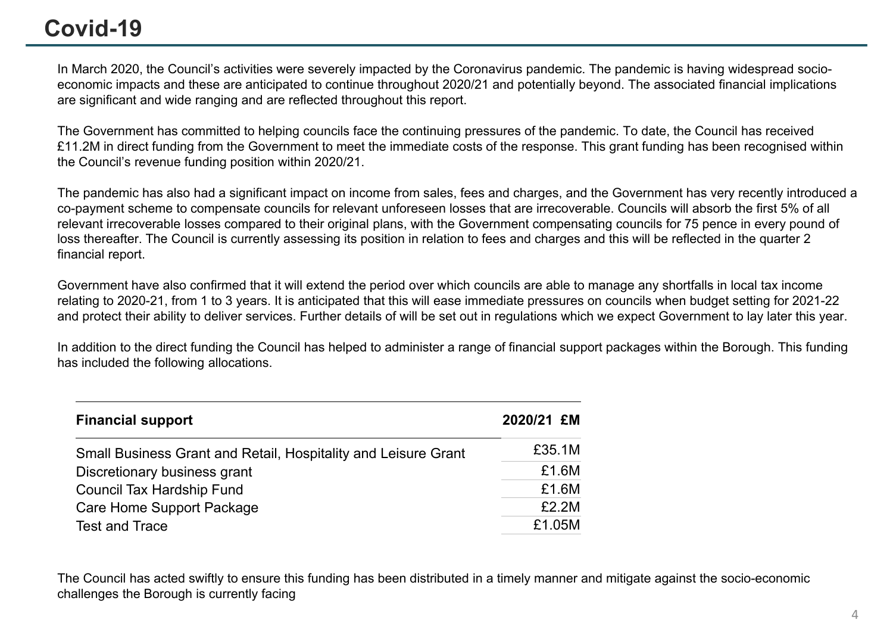# Covid-19

In March 2020, the Council's activities were severely impacted by the Coronavirus pandemic. The pandemic is having widespread socio-economic impacts and these are anticipated to continue throughout 2020/21 and potentially beyond. The associated financial implications are significant and wide ranging and are reflected throughout this report.

The Government has committed to helping councils face the continuing pressures of the pandemic. To date, the Council has received £11.2M in direct funding from the Government to meet the immediate costs of the response. This grant funding has been recognised within the Council's revenue funding position within 2020/21.

The pandemic has also had a significant impact on income from sales, fees and charges, and the Government has very recently introduced a co-payment scheme to compensate councils for relevant unforeseen losses that are irrecoverable. Councils will absorb the first 5% of all relevant irrecoverable losses compared to their original plans, with the Government compensating councils for 75 pence in every pound of loss thereafter. The Council is currently assessing its position in relation to fees and charges and this will be reflected in the quarter 2 financial report.

Government have also confirmed that it will extend the period over which councils are able to manage any shortfalls in local tax income relating to 2020-21, from 1 to 3 years. It is anticipated that this will ease immediate pressures on councils when budget setting for 2021-22 and protect their ability to deliver services. Further details of will be set out in regulations which we expect Government to lay later this year.

In addition to the direct funding the Council has helped to administer a range of financial support packages within the Borough. This funding has included the following allocations.

| Financial support | 2020/21 £M |
|---|---|
| Small Business Grant and Retail, Hospitality and Leisure Grant | £35.1M |
| Discretionary business grant | £1.6M |
| Council Tax Hardship Fund | £1.6M |
| Care Home Support Package | £2.2M |
| Test and Trace | £1.05M |

The Council has acted swiftly to ensure this funding has been distributed in a timely manner and mitigate against the socio-economic challenges the Borough is currently facing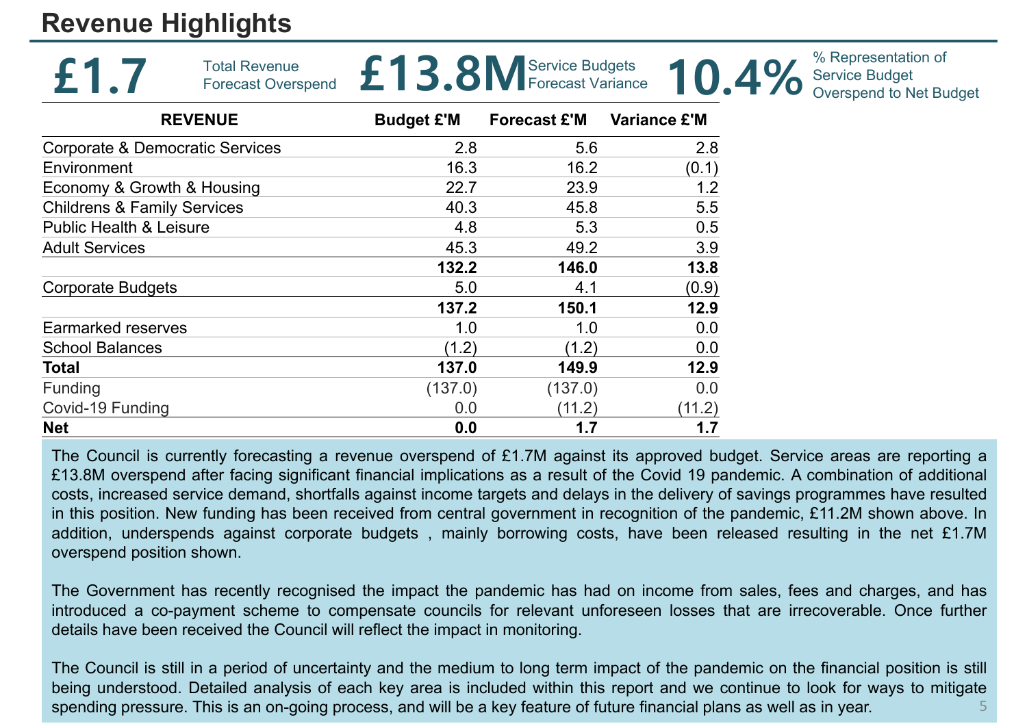# Revenue Highlights

**£1.7** Total Revenue Forecast Overspend

**£13.8M** Service Budgets Forecast Variance

**10.4%** % Representation of Service Budget Overspend to Net Budget

| REVENUE | Budget £'M | Forecast £'M | Variance £'M |
|---|---|---|---|
| Corporate & Democratic Services | 2.8 | 5.6 | 2.8 |
| Environment | 16.3 | 16.2 | (0.1) |
| Economy & Growth & Housing | 22.7 | 23.9 | 1.2 |
| Childrens & Family Services | 40.3 | 45.8 | 5.5 |
| Public Health & Leisure | 4.8 | 5.3 | 0.5 |
| Adult Services | 45.3 | 49.2 | 3.9 |
| | **132.2** | **146.0** | **13.8** |
| Corporate Budgets | 5.0 | 4.1 | (0.9) |
| | **137.2** | **150.1** | **12.9** |
| Earmarked reserves | 1.0 | 1.0 | 0.0 |
| School Balances | (1.2) | (1.2) | 0.0 |
| **Total** | **137.0** | **149.9** | **12.9** |
| Funding | (137.0) | (137.0) | 0.0 |
| Covid-19 Funding | 0.0 | (11.2) | (11.2) |
| **Net** | **0.0** | **1.7** | **1.7** |

The Council is currently forecasting a revenue overspend of £1.7M against its approved budget. Service areas are reporting a £13.8M overspend after facing significant financial implications as a result of the Covid 19 pandemic. A combination of additional costs, increased service demand, shortfalls against income targets and delays in the delivery of savings programmes have resulted in this position. New funding has been received from central government in recognition of the pandemic, £11.2M shown above. In addition, underspends against corporate budgets , mainly borrowing costs, have been released resulting in the net £1.7M overspend position shown.

The Government has recently recognised the impact the pandemic has had on income from sales, fees and charges, and has introduced a co-payment scheme to compensate councils for relevant unforeseen losses that are irrecoverable. Once further details have been received the Council will reflect the impact in monitoring.

The Council is still in a period of uncertainty and the medium to long term impact of the pandemic on the financial position is still being understood. Detailed analysis of each key area is included within this report and we continue to look for ways to mitigate spending pressure. This is an on-going process, and will be a key feature of future financial plans as well as in year.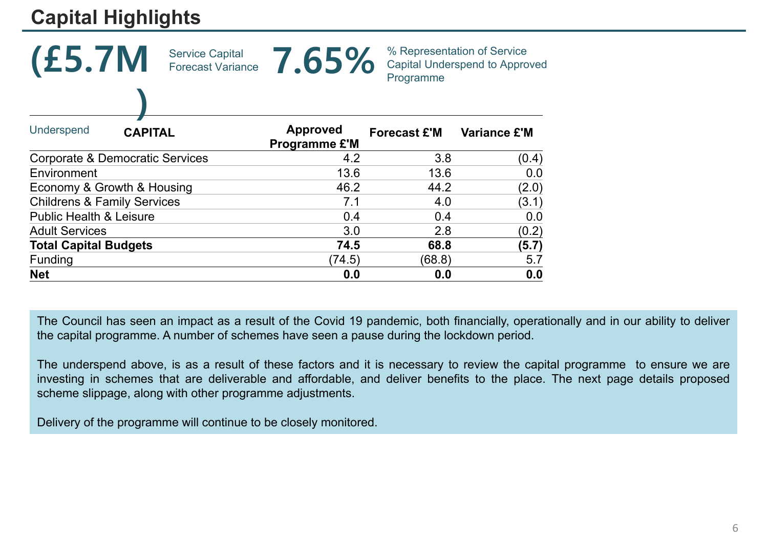# Capital Highlights

**(£5.7M)** Service Capital Forecast Variance

Underspend

**7.65%** % Representation of Service Capital Underspend to Approved Programme

| CAPITAL | Approved Programme £'M | Forecast £'M | Variance £'M |
|---|---|---|---|
| Corporate & Democratic Services | 4.2 | 3.8 | (0.4) |
| Environment | 13.6 | 13.6 | 0.0 |
| Economy & Growth & Housing | 46.2 | 44.2 | (2.0) |
| Childrens & Family Services | 7.1 | 4.0 | (3.1) |
| Public Health & Leisure | 0.4 | 0.4 | 0.0 |
| Adult Services | 3.0 | 2.8 | (0.2) |
| **Total Capital Budgets** | **74.5** | **68.8** | **(5.7)** |
| Funding | (74.5) | (68.8) | 5.7 |
| **Net** | **0.0** | **0.0** | **0.0** |

The Council has seen an impact as a result of the Covid 19 pandemic, both financially, operationally and in our ability to deliver the capital programme. A number of schemes have seen a pause during the lockdown period.

The underspend above, is as a result of these factors and it is necessary to review the capital programme to ensure we are investing in schemes that are deliverable and affordable, and deliver benefits to the place. The next page details proposed scheme slippage, along with other programme adjustments.

Delivery of the programme will continue to be closely monitored.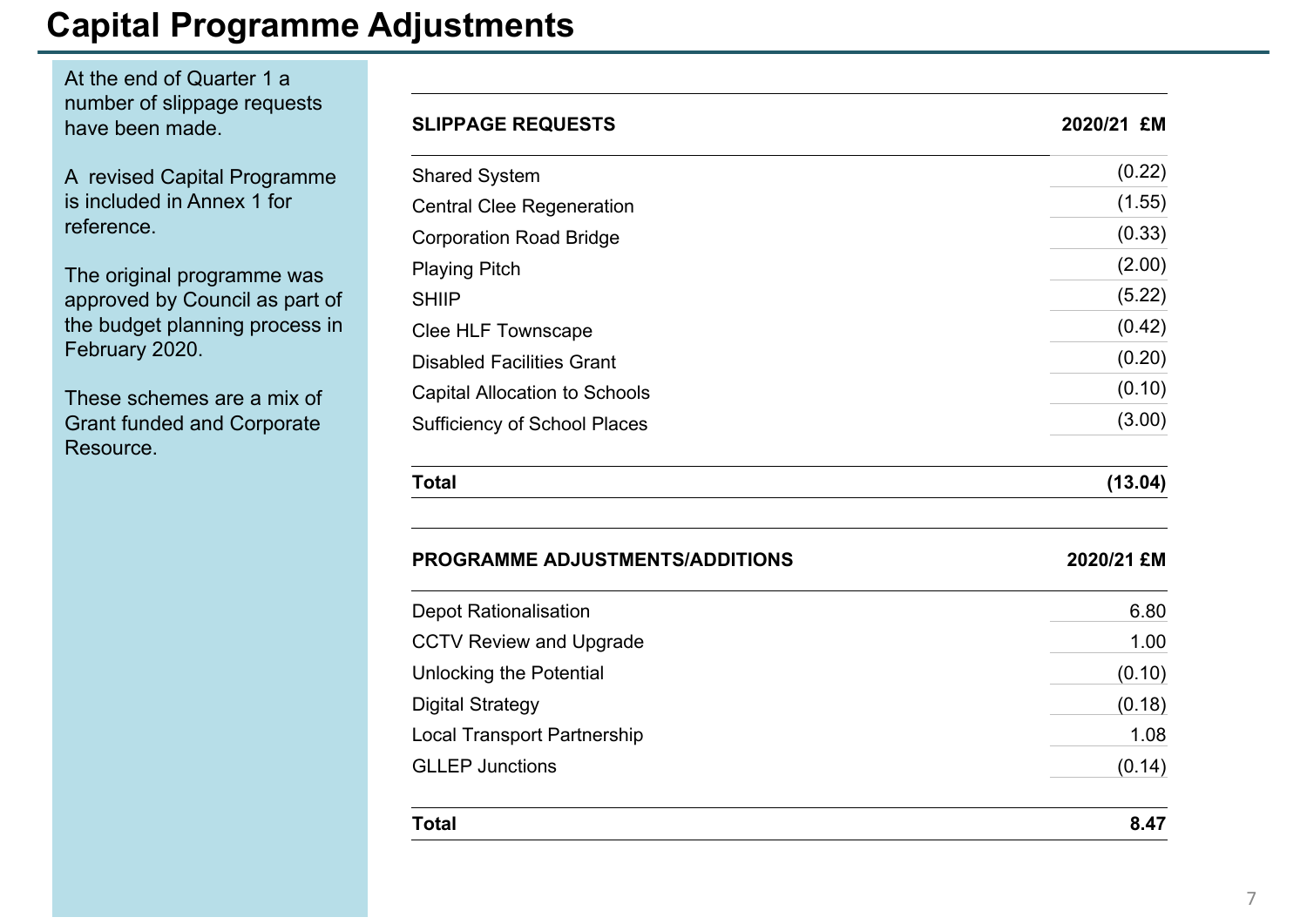# Capital Programme Adjustments

At the end of Quarter 1 a number of slippage requests have been made.

A revised Capital Programme is included in Annex 1 for reference.

The original programme was approved by Council as part of the budget planning process in February 2020.

These schemes are a mix of Grant funded and Corporate Resource.

| SLIPPAGE REQUESTS | 2020/21 £M |
|---|---|
| Shared System | (0.22) |
| Central Clee Regeneration | (1.55) |
| Corporation Road Bridge | (0.33) |
| Playing Pitch | (2.00) |
| SHIIP | (5.22) |
| Clee HLF Townscape | (0.42) |
| Disabled Facilities Grant | (0.20) |
| Capital Allocation to Schools | (0.10) |
| Sufficiency of School Places | (3.00) |
| **Total** | **(13.04)** |

| PROGRAMME ADJUSTMENTS/ADDITIONS | 2020/21 £M |
|---|---|
| Depot Rationalisation | 6.80 |
| CCTV Review and Upgrade | 1.00 |
| Unlocking the Potential | (0.10) |
| Digital Strategy | (0.18) |
| Local Transport Partnership | 1.08 |
| GLLEP Junctions | (0.14) |
| **Total** | **8.47** |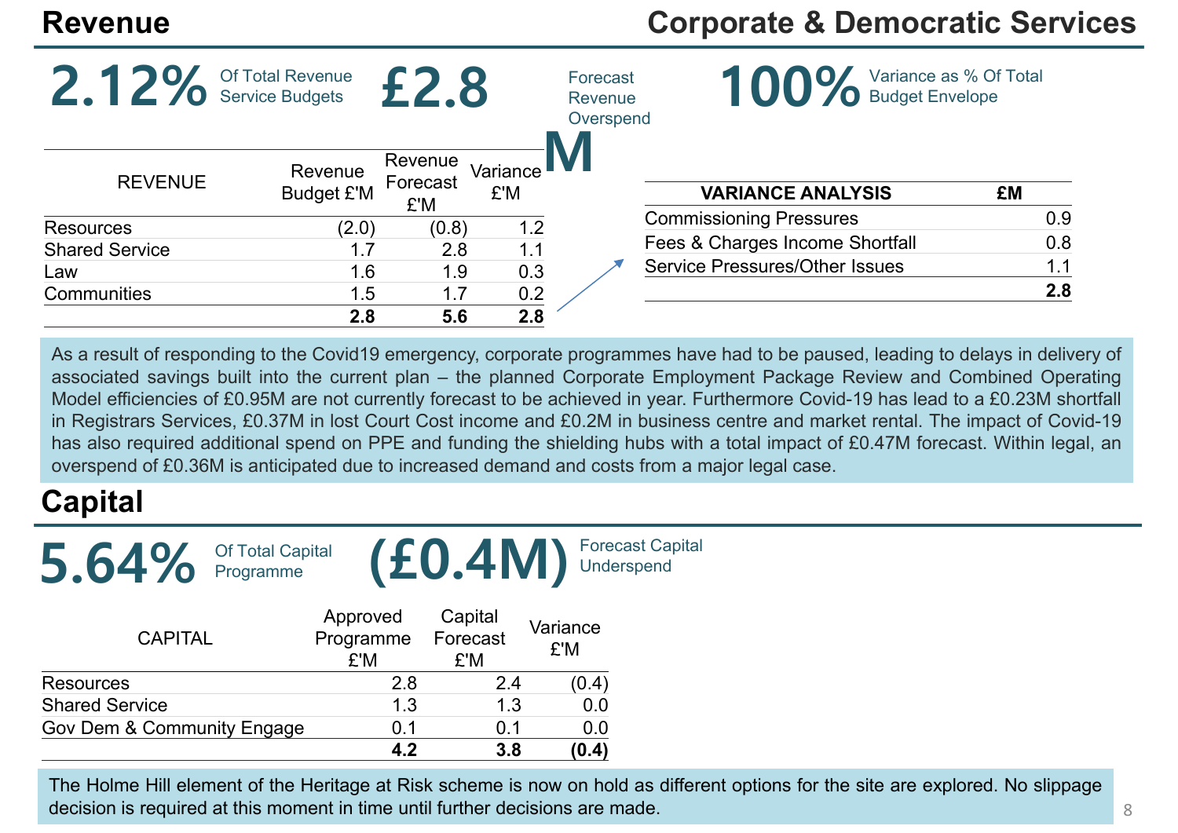# Revenue

## Corporate & Democratic Services

**2.12%** Of Total Revenue Service Budgets

**£2.8M** Forecast Revenue Overspend

**100%** Variance as % Of Total Budget Envelope

| REVENUE | Revenue Budget £'M | Revenue Forecast £'M | Variance £'M |
|---|---|---|---|
| Resources | (2.0) | (0.8) | 1.2 |
| Shared Service | 1.7 | 2.8 | 1.1 |
| Law | 1.6 | 1.9 | 0.3 |
| Communities | 1.5 | 1.7 | 0.2 |
| | **2.8** | **5.6** | **2.8** |

| VARIANCE ANALYSIS | £M |
|---|---|
| Commissioning Pressures | 0.9 |
| Fees & Charges Income Shortfall | 0.8 |
| Service Pressures/Other Issues | 1.1 |
| | **2.8** |

As a result of responding to the Covid19 emergency, corporate programmes have had to be paused, leading to delays in delivery of associated savings built into the current plan – the planned Corporate Employment Package Review and Combined Operating Model efficiencies of £0.95M are not currently forecast to be achieved in year. Furthermore Covid-19 has lead to a £0.23M shortfall in Registrars Services, £0.37M in lost Court Cost income and £0.2M in business centre and market rental. The impact of Covid-19 has also required additional spend on PPE and funding the shielding hubs with a total impact of £0.47M forecast. Within legal, an overspend of £0.36M is anticipated due to increased demand and costs from a major legal case.

# Capital

**5.64%** Of Total Capital Programme

**(£0.4M)** Forecast Capital Underspend

| CAPITAL | Approved Programme £'M | Capital Forecast £'M | Variance £'M |
|---|---|---|---|
| Resources | 2.8 | 2.4 | (0.4) |
| Shared Service | 1.3 | 1.3 | 0.0 |
| Gov Dem & Community Engage | 0.1 | 0.1 | 0.0 |
| | **4.2** | **3.8** | **(0.4)** |

The Holme Hill element of the Heritage at Risk scheme is now on hold as different options for the site are explored. No slippage decision is required at this moment in time until further decisions are made.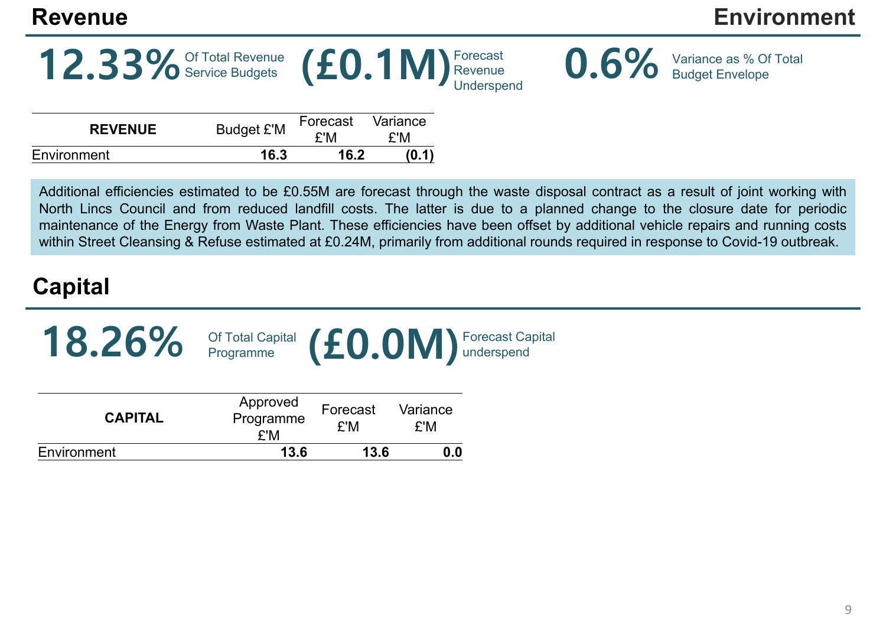## Revenue

# Environment

**12.33%** Of Total Revenue Service Budgets

**(£0.1M)** Forecast Revenue Underspend

**0.6%** Variance as % Of Total Budget Envelope

| REVENUE | Budget £'M | Forecast £'M | Variance £'M |
|---|---|---|---|
| Environment | **16.3** | **16.2** | **(0.1)** |

Additional efficiencies estimated to be £0.55M are forecast through the waste disposal contract as a result of joint working with North Lincs Council and from reduced landfill costs. The latter is due to a planned change to the closure date for periodic maintenance of the Energy from Waste Plant. These efficiencies have been offset by additional vehicle repairs and running costs within Street Cleansing & Refuse estimated at £0.24M, primarily from additional rounds required in response to Covid-19 outbreak.

## Capital

**18.26%** Of Total Capital Programme

**(£0.0M)** Forecast Capital underspend

| CAPITAL | Approved Programme £'M | Forecast £'M | Variance £'M |
|---|---|---|---|
| Environment | **13.6** | **13.6** | **0.0** |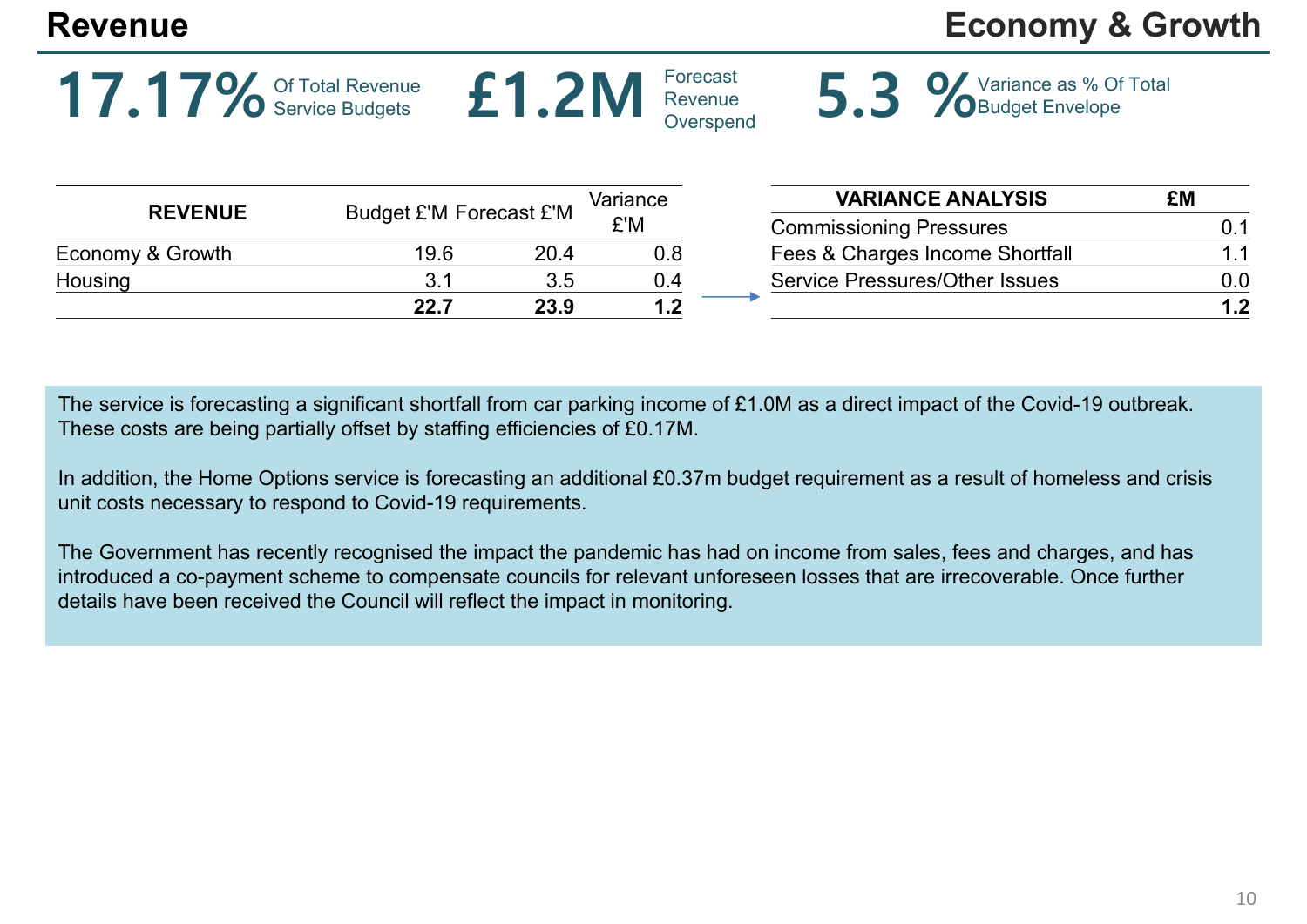# Revenue

## Economy & Growth

**17.17%** Of Total Revenue Service Budgets

**£1.2M** Forecast Revenue Overspend

**5.3 %** Variance as % Of Total Budget Envelope

| REVENUE | Budget £'M | Forecast £'M | Variance £'M |
|---|---|---|---|
| Economy & Growth | 19.6 | 20.4 | 0.8 |
| Housing | 3.1 | 3.5 | 0.4 |
| | **22.7** | **23.9** | **1.2** |

| VARIANCE ANALYSIS | £M |
|---|---|
| Commissioning Pressures | 0.1 |
| Fees & Charges Income Shortfall | 1.1 |
| Service Pressures/Other Issues | 0.0 |
| | **1.2** |

The service is forecasting a significant shortfall from car parking income of £1.0M as a direct impact of the Covid-19 outbreak. These costs are being partially offset by staffing efficiencies of £0.17M.

In addition, the Home Options service is forecasting an additional £0.37m budget requirement as a result of homeless and crisis unit costs necessary to respond to Covid-19 requirements.

The Government has recently recognised the impact the pandemic has had on income from sales, fees and charges, and has introduced a co-payment scheme to compensate councils for relevant unforeseen losses that are irrecoverable. Once further details have been received the Council will reflect the impact in monitoring.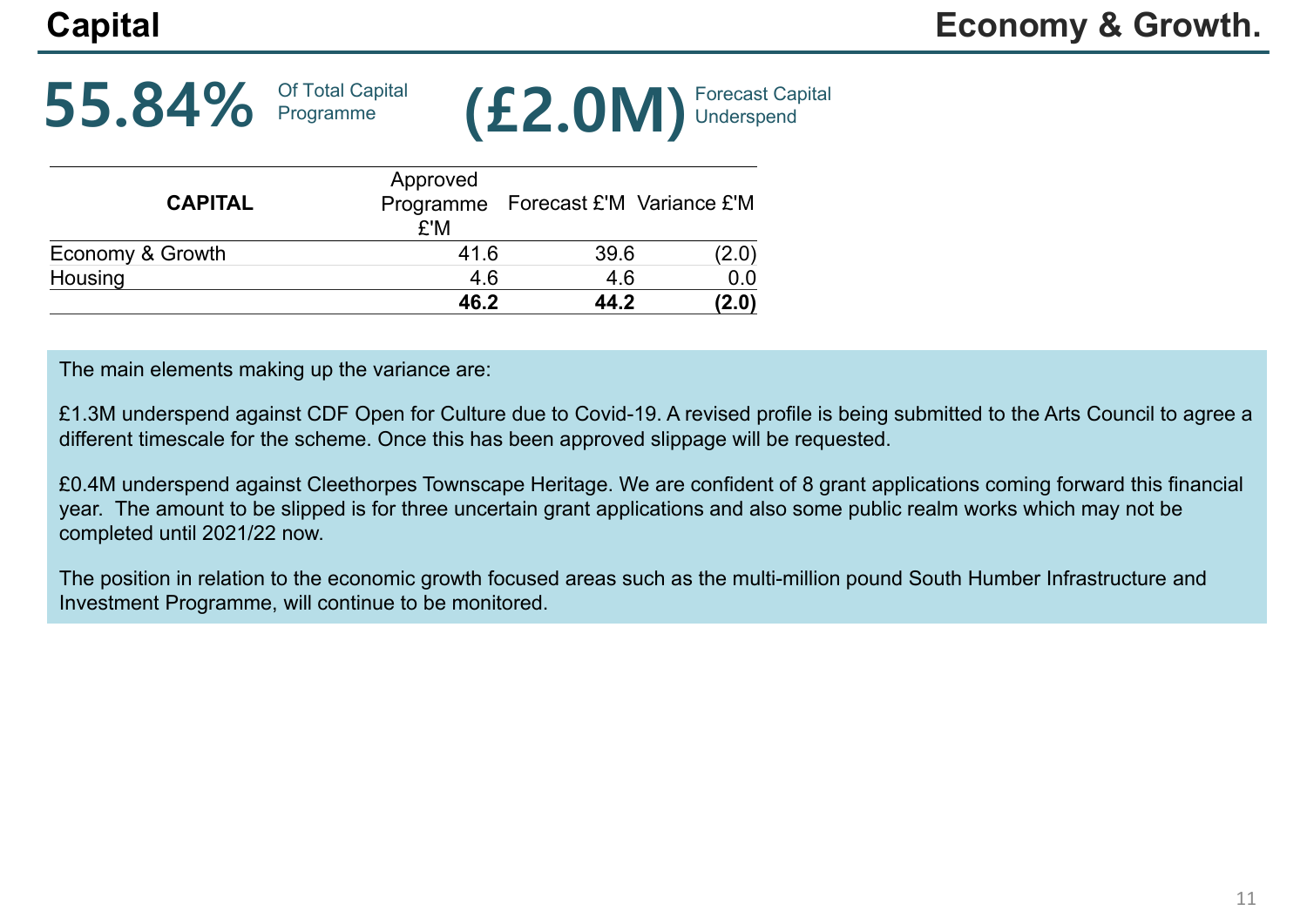# Capital

## Economy & Growth.

**55.84%** Of Total Capital Programme

**(£2.0M)** Forecast Capital Underspend

| CAPITAL | Approved Programme £'M | Forecast £'M | Variance £'M |
|---|---|---|---|
| Economy & Growth | 41.6 | 39.6 | (2.0) |
| Housing | 4.6 | 4.6 | 0.0 |
| | **46.2** | **44.2** | **(2.0)** |

The main elements making up the variance are:

£1.3M underspend against CDF Open for Culture due to Covid-19. A revised profile is being submitted to the Arts Council to agree a different timescale for the scheme. Once this has been approved slippage will be requested.

£0.4M underspend against Cleethorpes Townscape Heritage. We are confident of 8 grant applications coming forward this financial year. The amount to be slipped is for three uncertain grant applications and also some public realm works which may not be completed until 2021/22 now.

The position in relation to the economic growth focused areas such as the multi-million pound South Humber Infrastructure and Investment Programme, will continue to be monitored.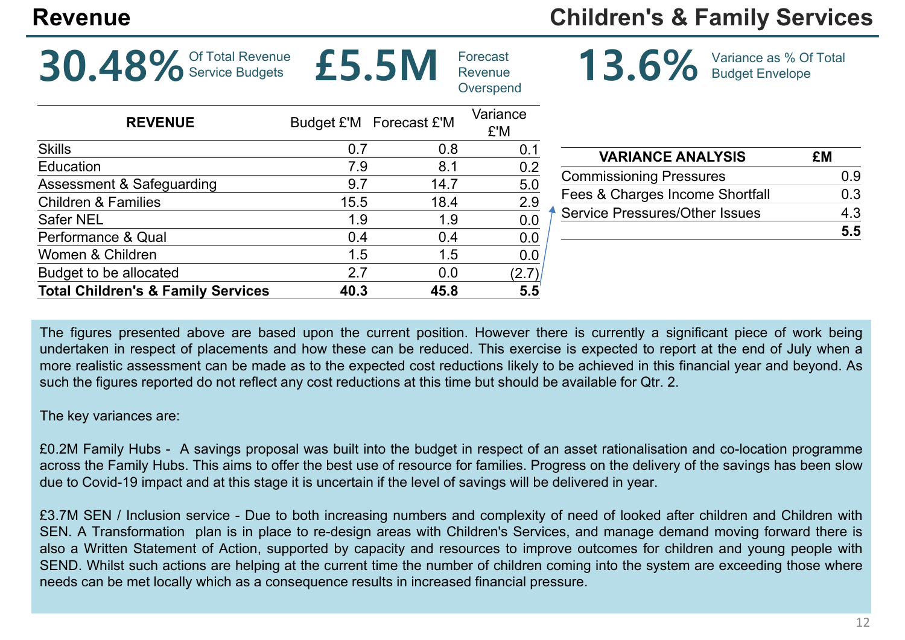# Revenue

# Children's & Family Services

**30.48%** Of Total Revenue Service Budgets

**£5.5M** Forecast Revenue Overspend

**13.6%** Variance as % Of Total Budget Envelope

| REVENUE | Budget £'M | Forecast £'M | Variance £'M |
|---|---|---|---|
| Skills | 0.7 | 0.8 | 0.1 |
| Education | 7.9 | 8.1 | 0.2 |
| Assessment & Safeguarding | 9.7 | 14.7 | 5.0 |
| Children & Families | 15.5 | 18.4 | 2.9 |
| Safer NEL | 1.9 | 1.9 | 0.0 |
| Performance & Qual | 0.4 | 0.4 | 0.0 |
| Women & Children | 1.5 | 1.5 | 0.0 |
| Budget to be allocated | 2.7 | 0.0 | (2.7) |
| **Total Children's & Family Services** | **40.3** | **45.8** | **5.5** |

| VARIANCE ANALYSIS | £M |
|---|---|
| Commissioning Pressures | 0.9 |
| Fees & Charges Income Shortfall | 0.3 |
| Service Pressures/Other Issues | 4.3 |
| | **5.5** |

The figures presented above are based upon the current position. However there is currently a significant piece of work being undertaken in respect of placements and how these can be reduced. This exercise is expected to report at the end of July when a more realistic assessment can be made as to the expected cost reductions likely to be achieved in this financial year and beyond. As such the figures reported do not reflect any cost reductions at this time but should be available for Qtr. 2.

The key variances are:

£0.2M Family Hubs - A savings proposal was built into the budget in respect of an asset rationalisation and co-location programme across the Family Hubs. This aims to offer the best use of resource for families. Progress on the delivery of the savings has been slow due to Covid-19 impact and at this stage it is uncertain if the level of savings will be delivered in year.

£3.7M SEN / Inclusion service - Due to both increasing numbers and complexity of need of looked after children and Children with SEN. A Transformation plan is in place to re-design areas with Children's Services, and manage demand moving forward there is also a Written Statement of Action, supported by capacity and resources to improve outcomes for children and young people with SEND. Whilst such actions are helping at the current time the number of children coming into the system are exceeding those where needs can be met locally which as a consequence results in increased financial pressure.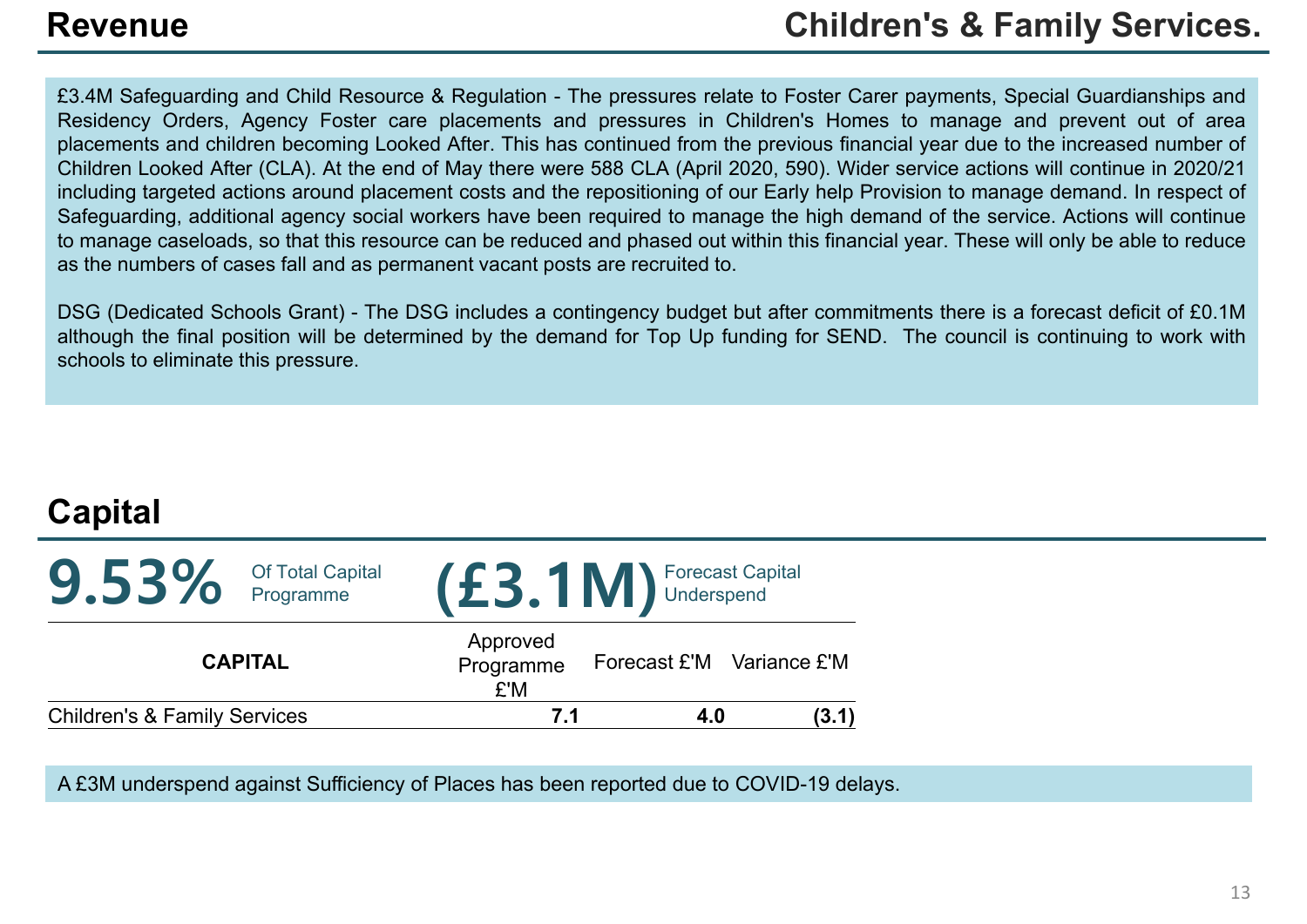# Revenue

# Children's & Family Services.

£3.4M Safeguarding and Child Resource & Regulation - The pressures relate to Foster Carer payments, Special Guardianships and Residency Orders, Agency Foster care placements and pressures in Children's Homes to manage and prevent out of area placements and children becoming Looked After. This has continued from the previous financial year due to the increased number of Children Looked After (CLA). At the end of May there were 588 CLA (April 2020, 590). Wider service actions will continue in 2020/21 including targeted actions around placement costs and the repositioning of our Early help Provision to manage demand. In respect of Safeguarding, additional agency social workers have been required to manage the high demand of the service. Actions will continue to manage caseloads, so that this resource can be reduced and phased out within this financial year. These will only be able to reduce as the numbers of cases fall and as permanent vacant posts are recruited to.

DSG (Dedicated Schools Grant) - The DSG includes a contingency budget but after commitments there is a forecast deficit of £0.1M although the final position will be determined by the demand for Top Up funding for SEND. The council is continuing to work with schools to eliminate this pressure.

# Capital

**9.53%** Of Total Capital Programme

**(£3.1M)** Forecast Capital Underspend

| CAPITAL | Approved Programme £'M | Forecast £'M | Variance £'M |
|---|---|---|---|
| Children's & Family Services | **7.1** | **4.0** | **(3.1)** |

A £3M underspend against Sufficiency of Places has been reported due to COVID-19 delays.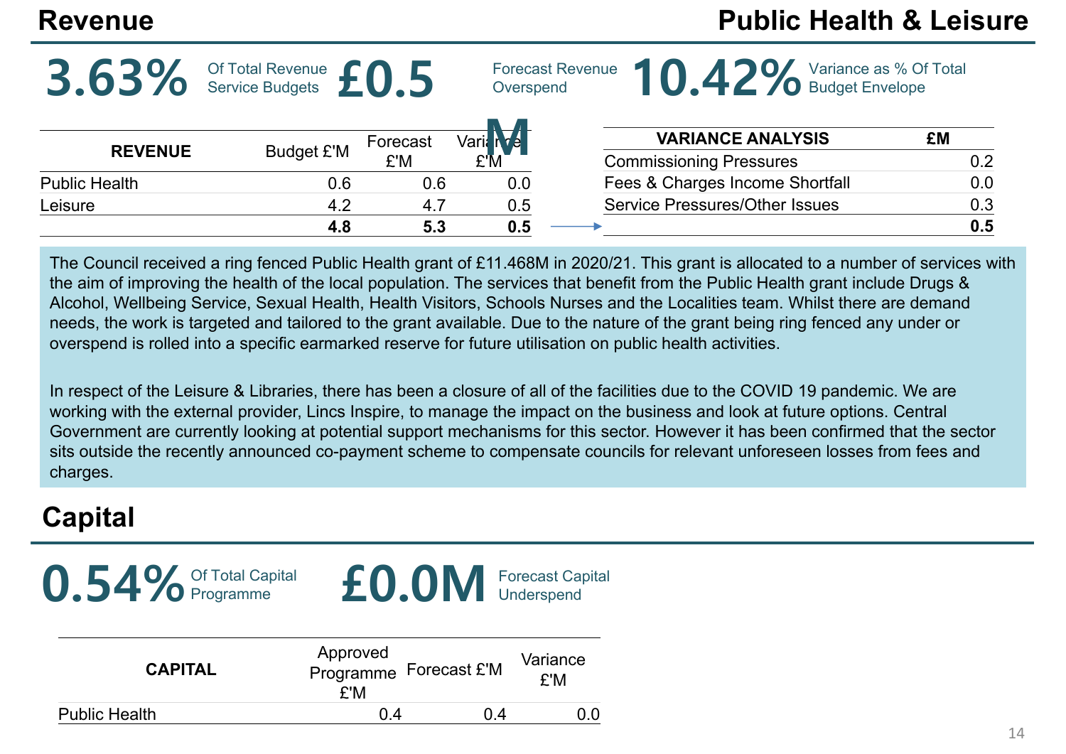# Revenue

# Public Health & Leisure

**3.63%** Of Total Revenue Service Budgets

**£0.5M** Forecast Revenue Overspend

**10.42%** Variance as % Of Total Budget Envelope

| REVENUE | Budget £'M | Forecast £'M | Variance £'M |
|---|---|---|---|
| Public Health | 0.6 | 0.6 | 0.0 |
| Leisure | 4.2 | 4.7 | 0.5 |
| | **4.8** | **5.3** | **0.5** |

| VARIANCE ANALYSIS | £M |
|---|---|
| Commissioning Pressures | 0.2 |
| Fees & Charges Income Shortfall | 0.0 |
| Service Pressures/Other Issues | 0.3 |
| | **0.5** |

The Council received a ring fenced Public Health grant of £11.468M in 2020/21. This grant is allocated to a number of services with the aim of improving the health of the local population. The services that benefit from the Public Health grant include Drugs & Alcohol, Wellbeing Service, Sexual Health, Health Visitors, Schools Nurses and the Localities team. Whilst there are demand needs, the work is targeted and tailored to the grant available. Due to the nature of the grant being ring fenced any under or overspend is rolled into a specific earmarked reserve for future utilisation on public health activities.

In respect of the Leisure & Libraries, there has been a closure of all of the facilities due to the COVID 19 pandemic. We are working with the external provider, Lincs Inspire, to manage the impact on the business and look at future options. Central Government are currently looking at potential support mechanisms for this sector. However it has been confirmed that the sector sits outside the recently announced co-payment scheme to compensate councils for relevant unforeseen losses from fees and charges.

# Capital

**0.54%** Of Total Capital Programme

**£0.0M** Forecast Capital Underspend

| CAPITAL | Approved Programme £'M | Forecast £'M | Variance £'M |
|---|---|---|---|
| Public Health | 0.4 | 0.4 | 0.0 |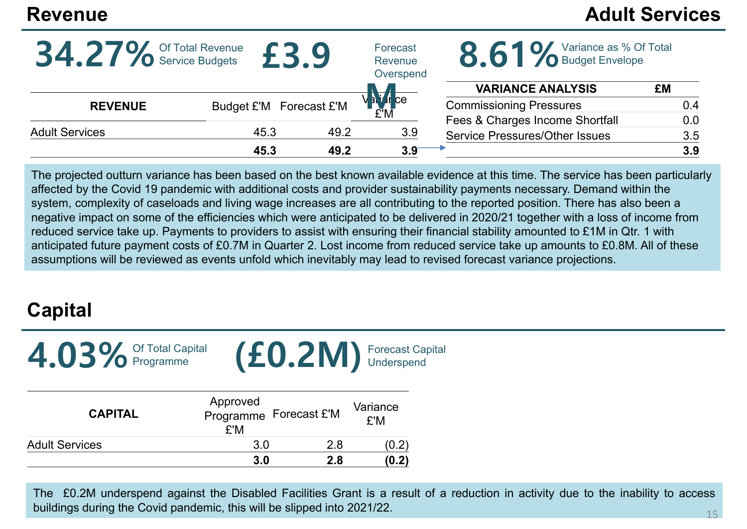# Revenue

# Adult Services

**34.27%** Of Total Revenue Service Budgets

**£3.9M** Forecast Revenue Overspend

**8.61%** Variance as % Of Total Budget Envelope

| REVENUE | Budget £'M | Forecast £'M | Variance £'M |
|---|---|---|---|
| Adult Services | 45.3 | 49.2 | 3.9 |
| | **45.3** | **49.2** | **3.9** |

| VARIANCE ANALYSIS | £M |
|---|---|
| Commissioning Pressures | 0.4 |
| Fees & Charges Income Shortfall | 0.0 |
| Service Pressures/Other Issues | 3.5 |
| | **3.9** |

The projected outturn variance has been based on the best known available evidence at this time. The service has been particularly affected by the Covid 19 pandemic with additional costs and provider sustainability payments necessary. Demand within the system, complexity of caseloads and living wage increases are all contributing to the reported position. There has also been a negative impact on some of the efficiencies which were anticipated to be delivered in 2020/21 together with a loss of income from reduced service take up. Payments to providers to assist with ensuring their financial stability amounted to £1M in Qtr. 1 with anticipated future payment costs of £0.7M in Quarter 2. Lost income from reduced service take up amounts to £0.8M. All of these assumptions will be reviewed as events unfold which inevitably may lead to revised forecast variance projections.

# Capital

**4.03%** Of Total Capital Programme

**(£0.2M)** Forecast Capital Underspend

| CAPITAL | Approved Programme £'M | Forecast £'M | Variance £'M |
|---|---|---|---|
| Adult Services | 3.0 | 2.8 | (0.2) |
| | **3.0** | **2.8** | **(0.2)** |

The £0.2M underspend against the Disabled Facilities Grant is a result of a reduction in activity due to the inability to access buildings during the Covid pandemic, this will be slipped into 2021/22.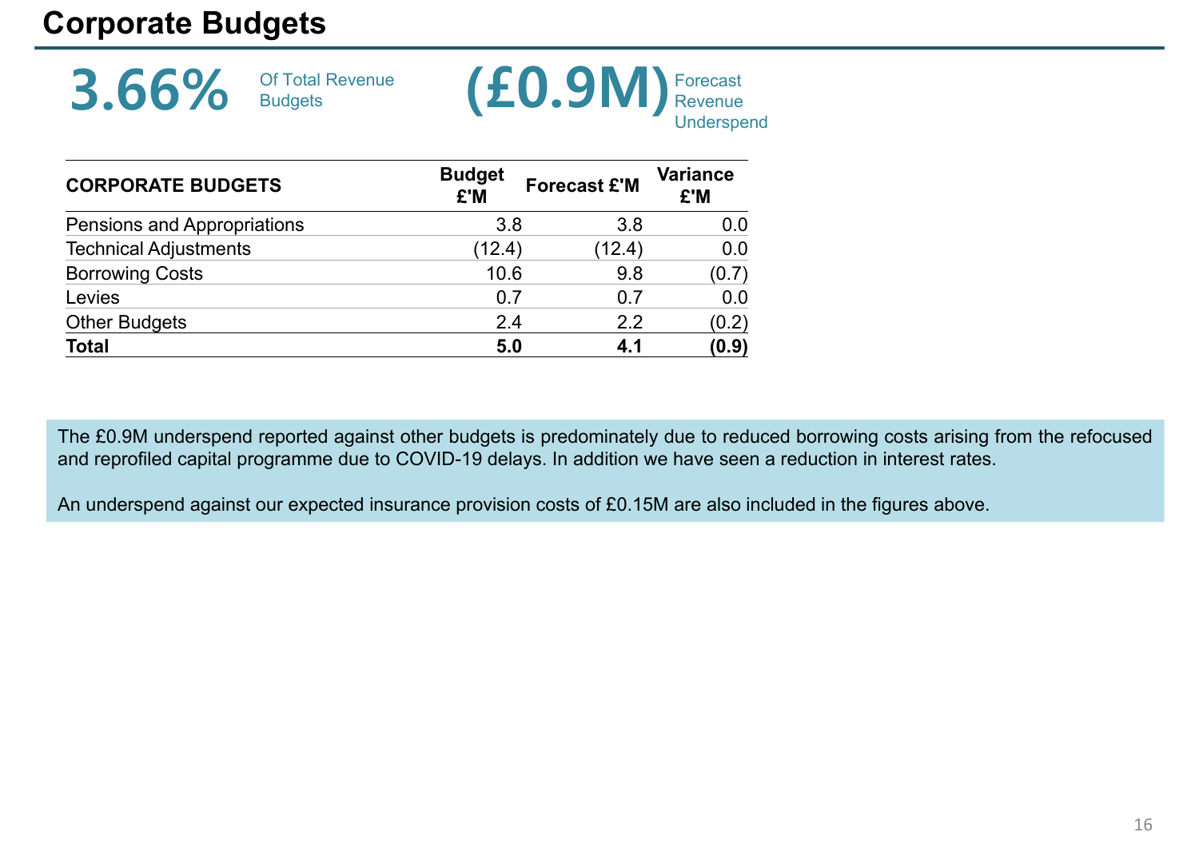# Corporate Budgets

**3.66%** Of Total Revenue Budgets

**(£0.9M)** Forecast Revenue Underspend

| CORPORATE BUDGETS | Budget £'M | Forecast £'M | Variance £'M |
|---|---|---|---|
| Pensions and Appropriations | 3.8 | 3.8 | 0.0 |
| Technical Adjustments | (12.4) | (12.4) | 0.0 |
| Borrowing Costs | 10.6 | 9.8 | (0.7) |
| Levies | 0.7 | 0.7 | 0.0 |
| Other Budgets | 2.4 | 2.2 | (0.2) |
| **Total** | **5.0** | **4.1** | **(0.9)** |

The £0.9M underspend reported against other budgets is predominately due to reduced borrowing costs arising from the refocused and reprofiled capital programme due to COVID-19 delays. In addition we have seen a reduction in interest rates.

An underspend against our expected insurance provision costs of £0.15M are also included in the figures above.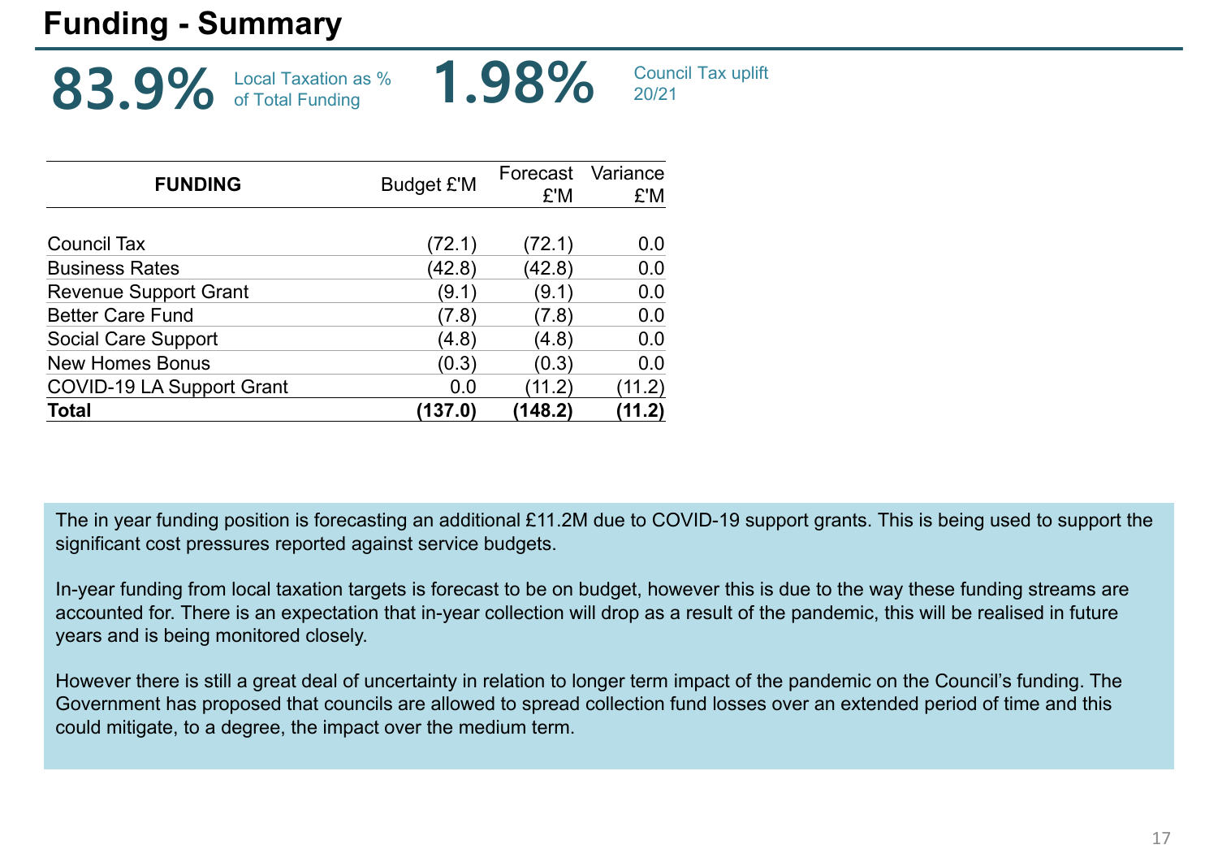# Funding - Summary

**83.9%** Local Taxation as % of Total Funding

**1.98%** Council Tax uplift 20/21

| FUNDING | Budget £'M | Forecast £'M | Variance £'M |
|---|---|---|---|
| Council Tax | (72.1) | (72.1) | 0.0 |
| Business Rates | (42.8) | (42.8) | 0.0 |
| Revenue Support Grant | (9.1) | (9.1) | 0.0 |
| Better Care Fund | (7.8) | (7.8) | 0.0 |
| Social Care Support | (4.8) | (4.8) | 0.0 |
| New Homes Bonus | (0.3) | (0.3) | 0.0 |
| COVID-19 LA Support Grant | 0.0 | (11.2) | (11.2) |
| **Total** | **(137.0)** | **(148.2)** | **(11.2)** |

The in year funding position is forecasting an additional £11.2M due to COVID-19 support grants. This is being used to support the significant cost pressures reported against service budgets.

In-year funding from local taxation targets is forecast to be on budget, however this is due to the way these funding streams are accounted for. There is an expectation that in-year collection will drop as a result of the pandemic, this will be realised in future years and is being monitored closely.

However there is still a great deal of uncertainty in relation to longer term impact of the pandemic on the Council's funding. The Government has proposed that councils are allowed to spread collection fund losses over an extended period of time and this could mitigate, to a degree, the impact over the medium term.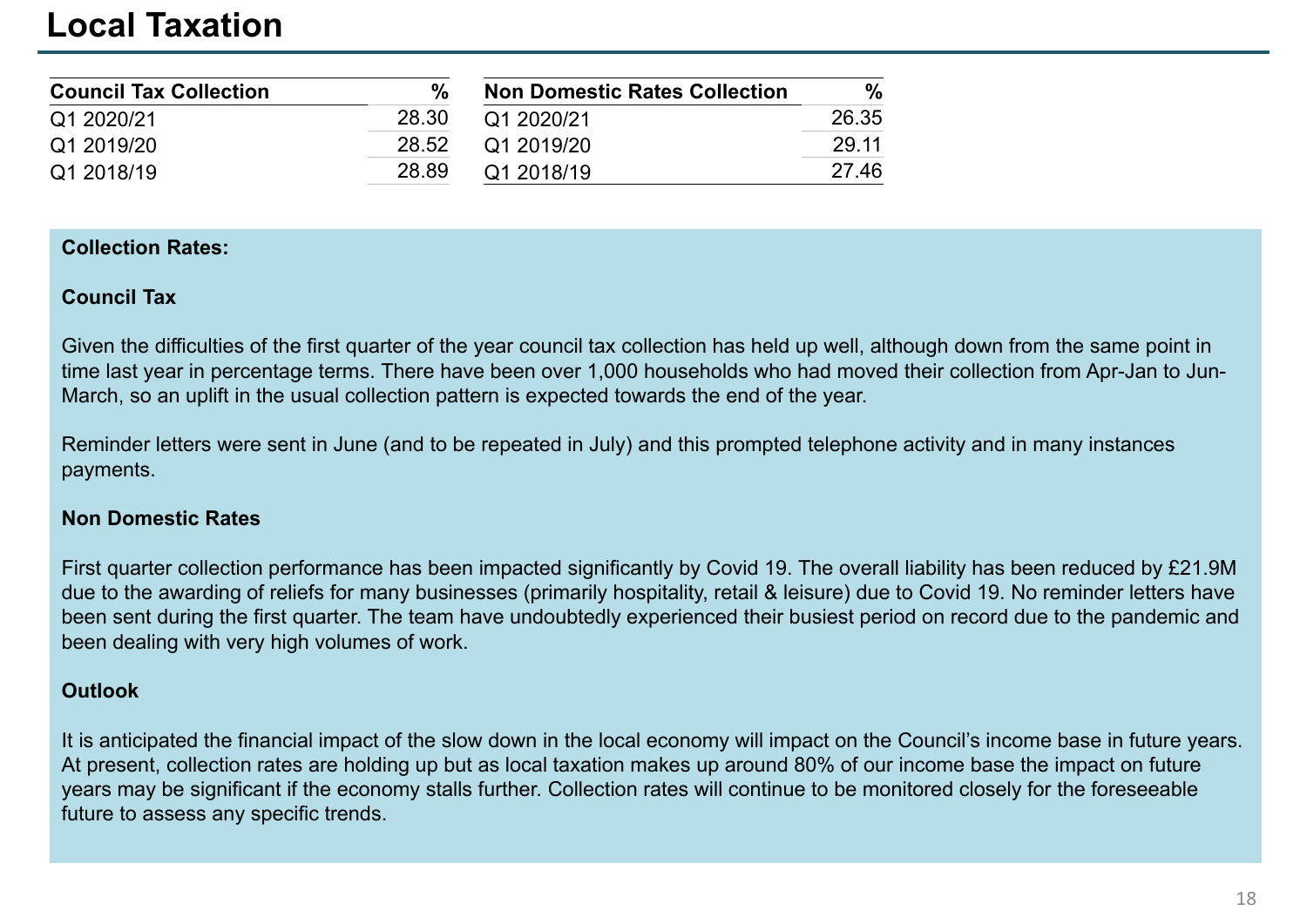# Local Taxation

| Council Tax Collection | % |
|---|---|
| Q1 2020/21 | 28.30 |
| Q1 2019/20 | 28.52 |
| Q1 2018/19 | 28.89 |

| Non Domestic Rates Collection | % |
|---|---|
| Q1 2020/21 | 26.35 |
| Q1 2019/20 | 29.11 |
| Q1 2018/19 | 27.46 |

**Collection Rates:**

**Council Tax**

Given the difficulties of the first quarter of the year council tax collection has held up well, although down from the same point in time last year in percentage terms. There have been over 1,000 households who had moved their collection from Apr-Jan to Jun-March, so an uplift in the usual collection pattern is expected towards the end of the year.

Reminder letters were sent in June (and to be repeated in July) and this prompted telephone activity and in many instances payments.

**Non Domestic Rates**

First quarter collection performance has been impacted significantly by Covid 19. The overall liability has been reduced by £21.9M due to the awarding of reliefs for many businesses (primarily hospitality, retail & leisure) due to Covid 19. No reminder letters have been sent during the first quarter. The team have undoubtedly experienced their busiest period on record due to the pandemic and been dealing with very high volumes of work.

**Outlook**

It is anticipated the financial impact of the slow down in the local economy will impact on the Council's income base in future years. At present, collection rates are holding up but as local taxation makes up around 80% of our income base the impact on future years may be significant if the economy stalls further. Collection rates will continue to be monitored closely for the foreseeable future to assess any specific trends.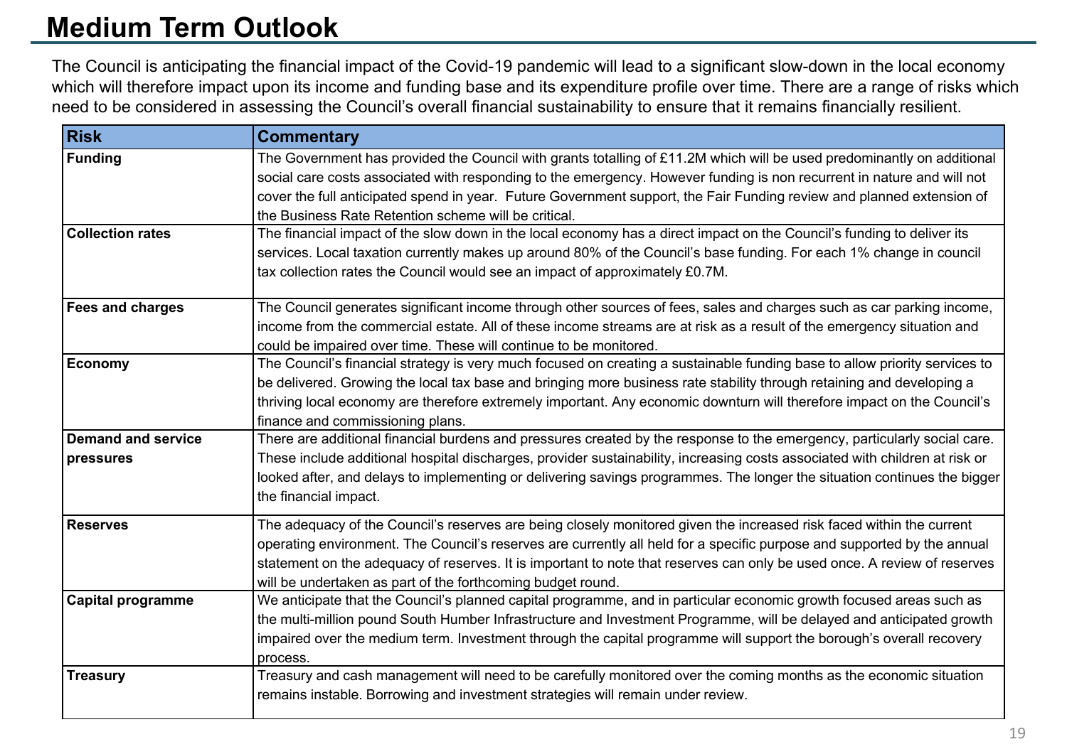# Medium Term Outlook

The Council is anticipating the financial impact of the Covid-19 pandemic will lead to a significant slow-down in the local economy which will therefore impact upon its income and funding base and its expenditure profile over time. There are a range of risks which need to be considered in assessing the Council's overall financial sustainability to ensure that it remains financially resilient.

| Risk | Commentary |
| --- | --- |
| **Funding** | The Government has provided the Council with grants totalling of £11.2M which will be used predominantly on additional social care costs associated with responding to the emergency. However funding is non recurrent in nature and will not cover the full anticipated spend in year. Future Government support, the Fair Funding review and planned extension of the Business Rate Retention scheme will be critical. |
| **Collection rates** | The financial impact of the slow down in the local economy has a direct impact on the Council's funding to deliver its services. Local taxation currently makes up around 80% of the Council's base funding. For each 1% change in council tax collection rates the Council would see an impact of approximately £0.7M. |
| **Fees and charges** | The Council generates significant income through other sources of fees, sales and charges such as car parking income, income from the commercial estate. All of these income streams are at risk as a result of the emergency situation and could be impaired over time. These will continue to be monitored. |
| **Economy** | The Council's financial strategy is very much focused on creating a sustainable funding base to allow priority services to be delivered. Growing the local tax base and bringing more business rate stability through retaining and developing a thriving local economy are therefore extremely important. Any economic downturn will therefore impact on the Council's finance and commissioning plans. |
| **Demand and service pressures** | There are additional financial burdens and pressures created by the response to the emergency, particularly social care. These include additional hospital discharges, provider sustainability, increasing costs associated with children at risk or looked after, and delays to implementing or delivering savings programmes. The longer the situation continues the bigger the financial impact. |
| **Reserves** | The adequacy of the Council's reserves are being closely monitored given the increased risk faced within the current operating environment. The Council's reserves are currently all held for a specific purpose and supported by the annual statement on the adequacy of reserves. It is important to note that reserves can only be used once. A review of reserves will be undertaken as part of the forthcoming budget round. |
| **Capital programme** | We anticipate that the Council's planned capital programme, and in particular economic growth focused areas such as the multi-million pound South Humber Infrastructure and Investment Programme, will be delayed and anticipated growth impaired over the medium term. Investment through the capital programme will support the borough's overall recovery process. |
| **Treasury** | Treasury and cash management will need to be carefully monitored over the coming months as the economic situation remains instable. Borrowing and investment strategies will remain under review. |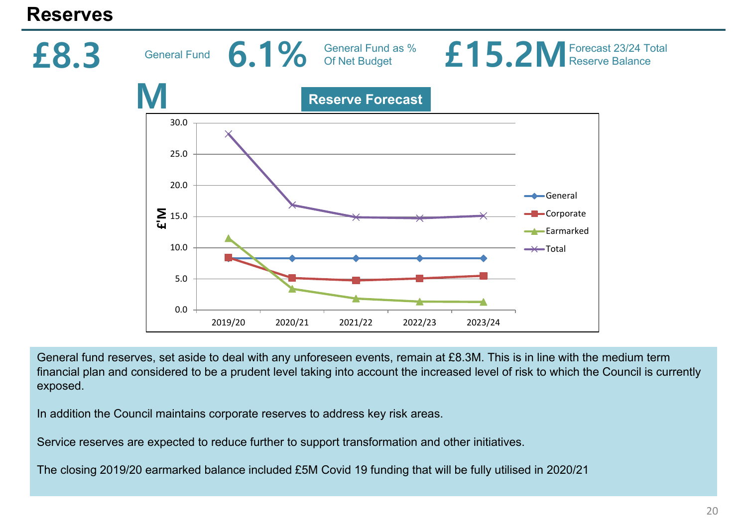# Reserves

**£8.3M** General Fund

**6.1%** General Fund as % Of Net Budget

**£15.2M** Forecast 23/24 Total Reserve Balance

**Reserve Forecast**

30.0
25.0
20.0
15.0
10.0
5.0
0.0

£'M

2019/20
2020/21
2021/22
2022/23
2023/24

General
Corporate
Earmarked
Total

General fund reserves, set aside to deal with any unforeseen events, remain at £8.3M. This is in line with the medium term financial plan and considered to be a prudent level taking into account the increased level of risk to which the Council is currently exposed.

In addition the Council maintains corporate reserves to address key risk areas.

Service reserves are expected to reduce further to support transformation and other initiatives.

The closing 2019/20 earmarked balance included £5M Covid 19 funding that will be fully utilised in 2020/21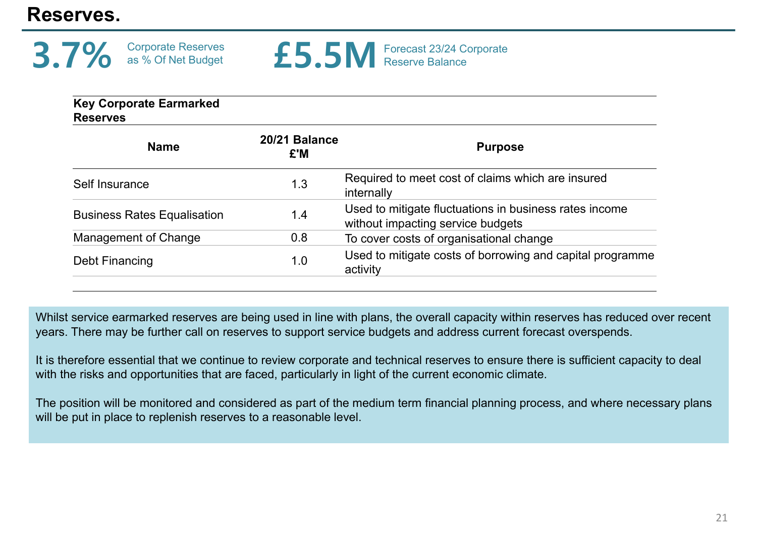# Reserves.

**3.7%** Corporate Reserves as % Of Net Budget

**£5.5M** Forecast 23/24 Corporate Reserve Balance

**Key Corporate Earmarked Reserves**

| Name | 20/21 Balance £'M | Purpose |
|---|---|---|
| Self Insurance | 1.3 | Required to meet cost of claims which are insured internally |
| Business Rates Equalisation | 1.4 | Used to mitigate fluctuations in business rates income without impacting service budgets |
| Management of Change | 0.8 | To cover costs of organisational change |
| Debt Financing | 1.0 | Used to mitigate costs of borrowing and capital programme activity |

Whilst service earmarked reserves are being used in line with plans, the overall capacity within reserves has reduced over recent years. There may be further call on reserves to support service budgets and address current forecast overspends.

It is therefore essential that we continue to review corporate and technical reserves to ensure there is sufficient capacity to deal with the risks and opportunities that are faced, particularly in light of the current economic climate.

The position will be monitored and considered as part of the medium term financial planning process, and where necessary plans will be put in place to replenish reserves to a reasonable level.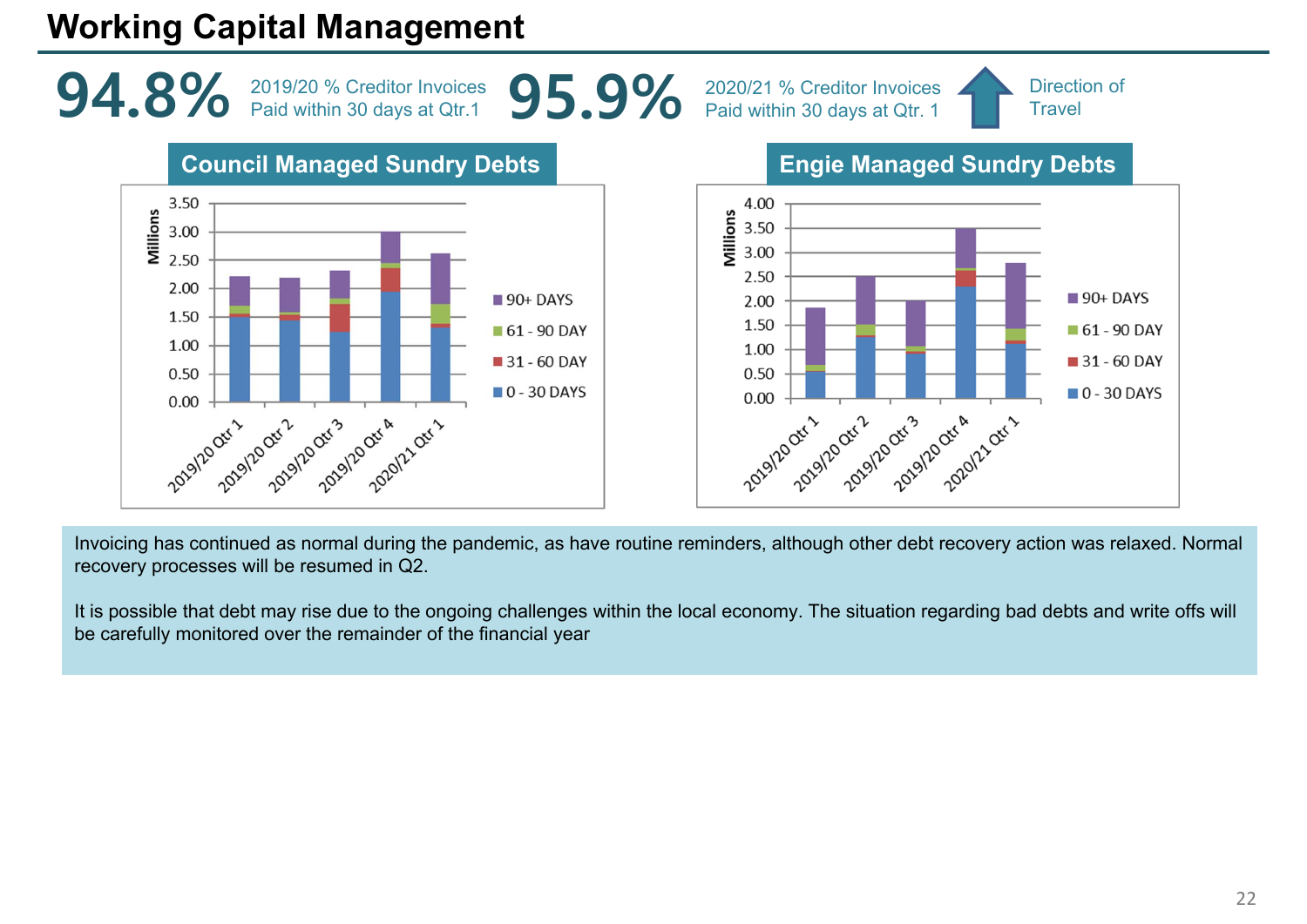# Working Capital Management

**94.8%** 2019/20 % Creditor Invoices Paid within 30 days at Qtr.1

**95.9%** 2020/21 % Creditor Invoices Paid within 30 days at Qtr. 1

Direction of Travel

## Council Managed Sundry Debts

Millions
3.50
3.00
2.50
2.00
1.50
1.00
0.50
0.00

2019/20 Qtr 1
2019/20 Qtr 2
2019/20 Qtr 3
2019/20 Qtr 4
2020/21 Qtr 1

90+ DAYS
61 - 90 DAY
31 - 60 DAY
0 - 30 DAYS

## Engie Managed Sundry Debts

Millions
4.00
3.50
3.00
2.50
2.00
1.50
1.00
0.50
0.00

2019/20 Qtr 1
2019/20 Qtr 2
2019/20 Qtr 3
2019/20 Qtr 4
2020/21 Qtr 1

90+ DAYS
61 - 90 DAY
31 - 60 DAY
0 - 30 DAYS

Invoicing has continued as normal during the pandemic, as have routine reminders, although other debt recovery action was relaxed. Normal recovery processes will be resumed in Q2.

It is possible that debt may rise due to the ongoing challenges within the local economy. The situation regarding bad debts and write offs will be carefully monitored over the remainder of the financial year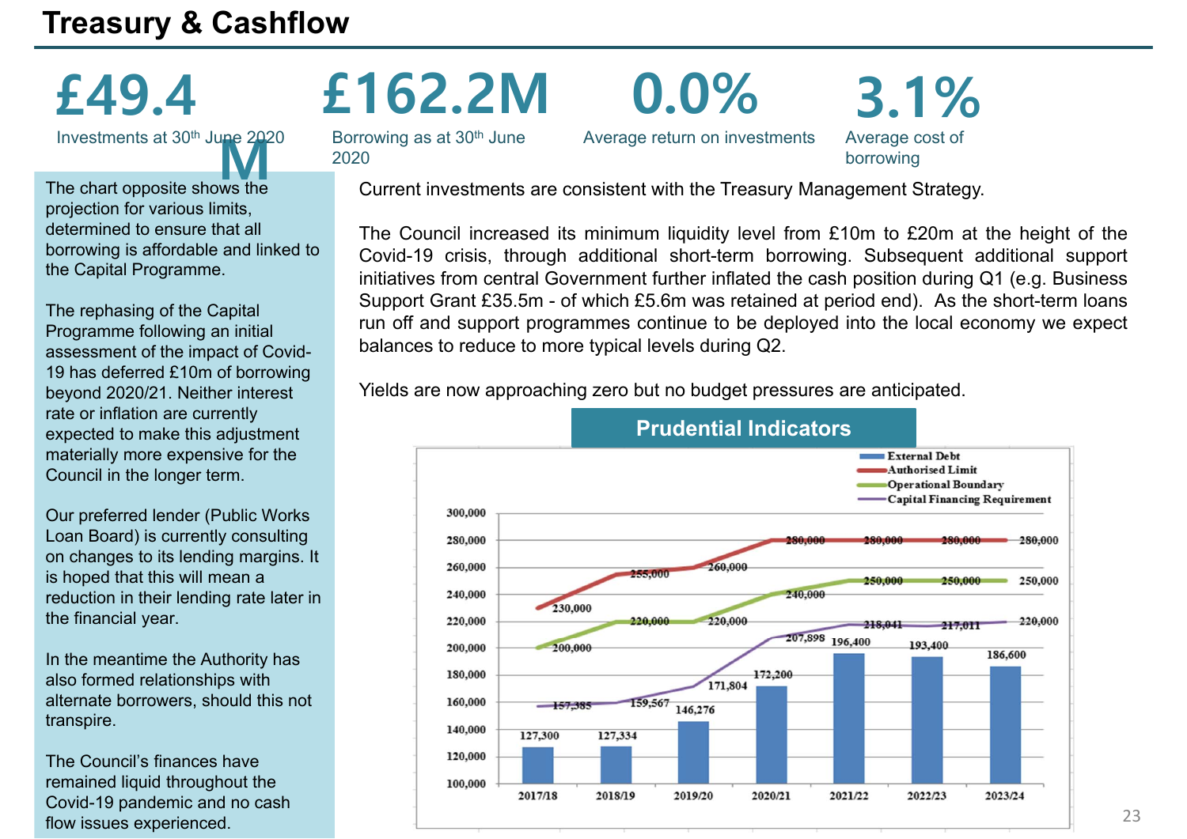# Treasury & Cashflow

**£49.4M**
Investments at 30th June 2020

**£162.2M**
Borrowing as at 30th June 2020

**0.0%**
Average return on investments

**3.1%**
Average cost of borrowing

The chart opposite shows the projection for various limits, determined to ensure that all borrowing is affordable and linked to the Capital Programme.

The rephasing of the Capital Programme following an initial assessment of the impact of Covid-19 has deferred £10m of borrowing beyond 2020/21. Neither interest rate or inflation are currently expected to make this adjustment materially more expensive for the Council in the longer term.

Our preferred lender (Public Works Loan Board) is currently consulting on changes to its lending margins. It is hoped that this will mean a reduction in their lending rate later in the financial year.

In the meantime the Authority has also formed relationships with alternate borrowers, should this not transpire.

The Council's finances have remained liquid throughout the Covid-19 pandemic and no cash flow issues experienced.

Current investments are consistent with the Treasury Management Strategy.

The Council increased its minimum liquidity level from £10m to £20m at the height of the Covid-19 crisis, through additional short-term borrowing. Subsequent additional support initiatives from central Government further inflated the cash position during Q1 (e.g. Business Support Grant £35.5m - of which £5.6m was retained at period end). As the short-term loans run off and support programmes continue to be deployed into the local economy we expect balances to reduce to more typical levels during Q2.

Yields are now approaching zero but no budget pressures are anticipated.

## Prudential Indicators

External Debt
Authorised Limit
Operational Boundary
Capital Financing Requirement

300,000
280,000
260,000
240,000
220,000
200,000
180,000
160,000
140,000
120,000
100,000

2017/18 2018/19 2019/20 2020/21 2021/22 2022/23 2023/24

230,000 255,000 260,000 280,000 280,000 280,000 280,000
200,000 220,000 220,000 240,000 250,000 250,000 250,000
157,385 159,567 171,804 207,898 218,041 217,011 220,000
127,300 127,334 146,276 172,200 196,400 193,400 186,600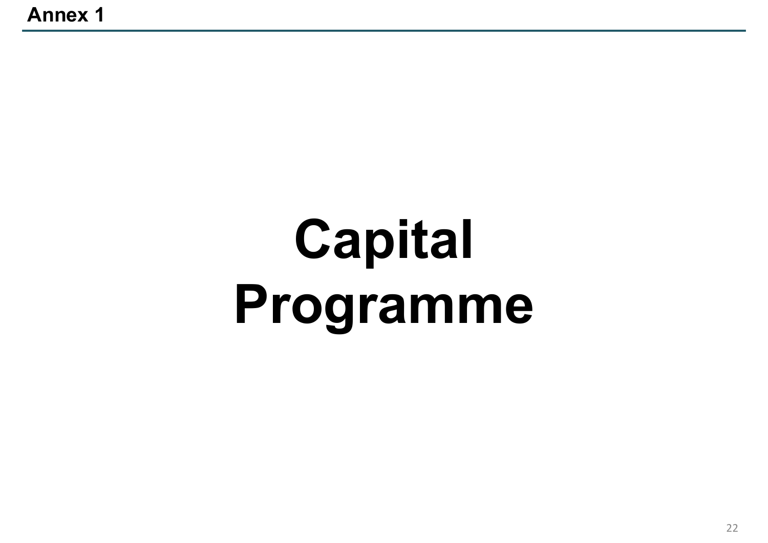Annex 1

# Capital Programme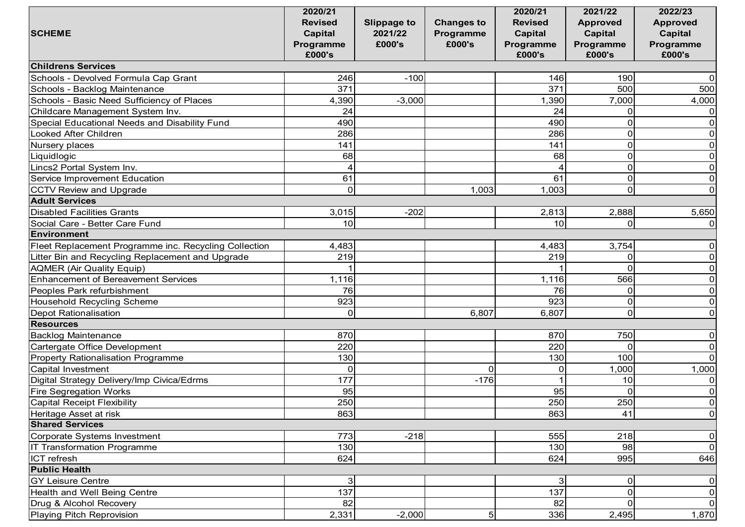| SCHEME | 2020/21 Revised Capital Programme £000's | Slippage to 2021/22 £000's | Changes to Programme £000's | 2020/21 Revised Capital Programme £000's | 2021/22 Approved Capital Programme £000's | 2022/23 Approved Capital Programme £000's |
|---|---|---|---|---|---|---|
| **Childrens Services** | | | | | | |
| Schools - Devolved Formula Cap Grant | 246 | -100 | | 146 | 190 | 0 |
| Schools - Backlog Maintenance | 371 | | | 371 | 500 | 500 |
| Schools - Basic Need Sufficiency of Places | 4,390 | -3,000 | | 1,390 | 7,000 | 4,000 |
| Childcare Management System Inv. | 24 | | | 24 | 0 | 0 |
| Special Educational Needs and Disability Fund | 490 | | | 490 | 0 | 0 |
| Looked After Children | 286 | | | 286 | 0 | 0 |
| Nursery places | 141 | | | 141 | 0 | 0 |
| Liquidlogic | 68 | | | 68 | 0 | 0 |
| Lincs2 Portal System Inv. | 4 | | | 4 | 0 | 0 |
| Service Improvement Education | 61 | | | 61 | 0 | 0 |
| CCTV Review and Upgrade | 0 | | 1,003 | 1,003 | 0 | 0 |
| **Adult Services** | | | | | | |
| Disabled Facilities Grants | 3,015 | -202 | | 2,813 | 2,888 | 5,650 |
| Social Care - Better Care Fund | 10 | | | 10 | 0 | 0 |
| **Environment** | | | | | | |
| Fleet Replacement Programme inc. Recycling Collection | 4,483 | | | 4,483 | 3,754 | 0 |
| Litter Bin and Recycling Replacement and Upgrade | 219 | | | 219 | 0 | 0 |
| AQMER (Air Quality Equip) | 1 | | | 1 | 0 | 0 |
| Enhancement of Bereavement Services | 1,116 | | | 1,116 | 566 | 0 |
| Peoples Park refurbishment | 76 | | | 76 | 0 | 0 |
| Household Recycling Scheme | 923 | | | 923 | 0 | 0 |
| Depot Rationalisation | 0 | | 6,807 | 6,807 | 0 | 0 |
| **Resources** | | | | | | |
| Backlog Maintenance | 870 | | | 870 | 750 | 0 |
| Cartergate Office Development | 220 | | | 220 | 0 | 0 |
| Property Rationalisation Programme | 130 | | | 130 | 100 | 0 |
| Capital Investment | 0 | | 0 | 0 | 1,000 | 1,000 |
| Digital Strategy Delivery/Imp Civica/Edrms | 177 | | -176 | 1 | 10 | 0 |
| Fire Segregation Works | 95 | | | 95 | 0 | 0 |
| Capital Receipt Flexibility | 250 | | | 250 | 250 | 0 |
| Heritage Asset at risk | 863 | | | 863 | 41 | 0 |
| **Shared Services** | | | | | | |
| Corporate Systems Investment | 773 | -218 | | 555 | 218 | 0 |
| IT Transformation Programme | 130 | | | 130 | 98 | 0 |
| ICT refresh | 624 | | | 624 | 995 | 646 |
| **Public Health** | | | | | | |
| GY Leisure Centre | 3 | | | 3 | 0 | 0 |
| Health and Well Being Centre | 137 | | | 137 | 0 | 0 |
| Drug & Alcohol Recovery | 82 | | | 82 | 0 | 0 |
| Playing Pitch Reprovision | 2,331 | -2,000 | 5 | 336 | 2,495 | 1,870 |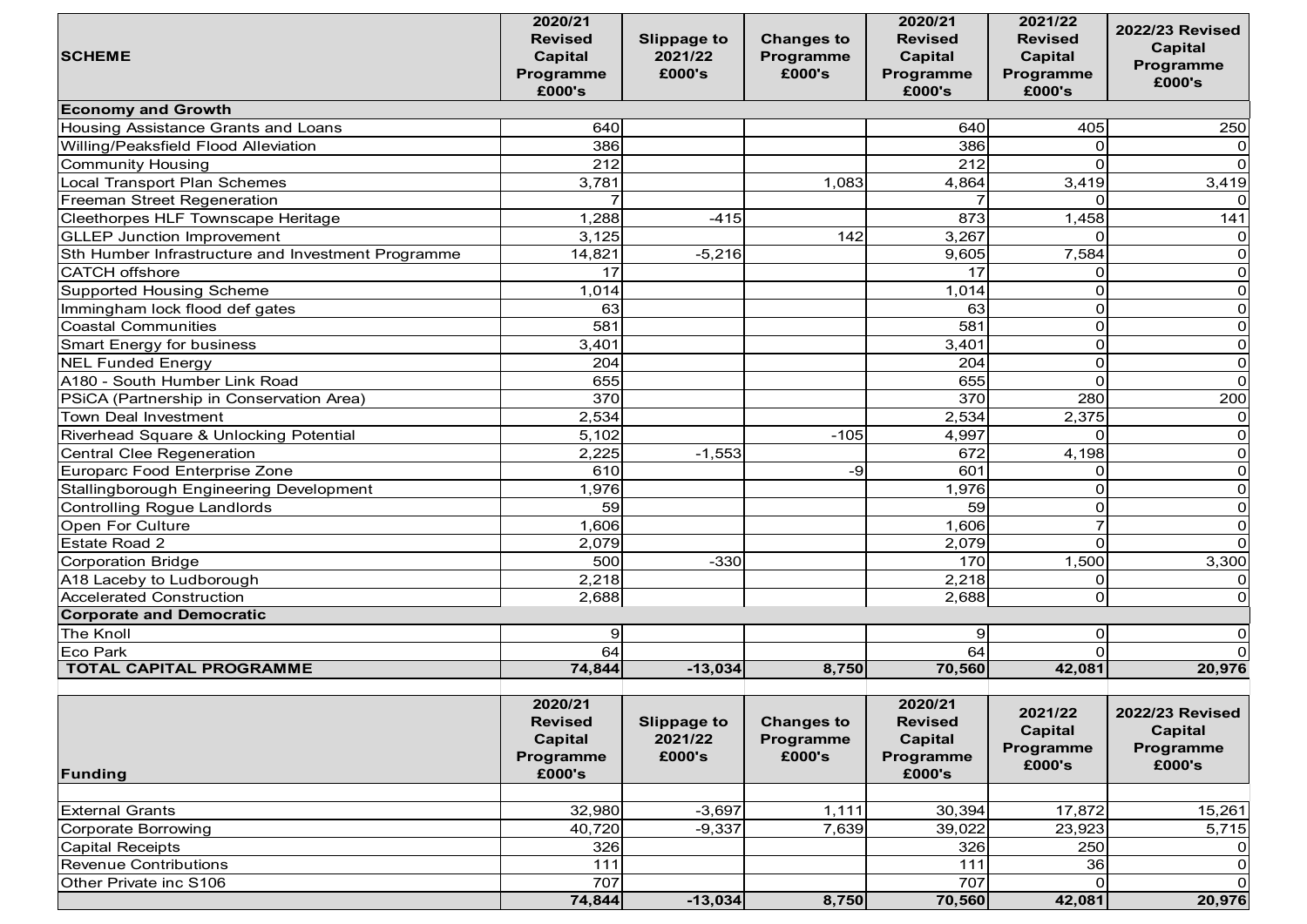| SCHEME | 2020/21 Revised Capital Programme £000's | Slippage to 2021/22 £000's | Changes to Programme £000's | 2020/21 Revised Capital Programme £000's | 2021/22 Revised Capital Programme £000's | 2022/23 Revised Capital Programme £000's |
|---|---|---|---|---|---|---|
| **Economy and Growth** | | | | | | |
| Housing Assistance Grants and Loans | 640 | | | 640 | 405 | 250 |
| Willing/Peaksfield Flood Alleviation | 386 | | | 386 | 0 | 0 |
| Community Housing | 212 | | | 212 | 0 | 0 |
| Local Transport Plan Schemes | 3,781 | | 1,083 | 4,864 | 3,419 | 3,419 |
| Freeman Street Regeneration | 7 | | | 7 | 0 | 0 |
| Cleethorpes HLF Townscape Heritage | 1,288 | -415 | | 873 | 1,458 | 141 |
| GLLEP Junction Improvement | 3,125 | | 142 | 3,267 | 0 | 0 |
| Sth Humber Infrastructure and Investment Programme | 14,821 | -5,216 | | 9,605 | 7,584 | 0 |
| CATCH offshore | 17 | | | 17 | 0 | 0 |
| Supported Housing Scheme | 1,014 | | | 1,014 | 0 | 0 |
| Immingham lock flood def gates | 63 | | | 63 | 0 | 0 |
| Coastal Communities | 581 | | | 581 | 0 | 0 |
| Smart Energy for business | 3,401 | | | 3,401 | 0 | 0 |
| NEL Funded Energy | 204 | | | 204 | 0 | 0 |
| A180 - South Humber Link Road | 655 | | | 655 | 0 | 0 |
| PSiCA (Partnership in Conservation Area) | 370 | | | 370 | 280 | 200 |
| Town Deal Investment | 2,534 | | | 2,534 | 2,375 | 0 |
| Riverhead Square & Unlocking Potential | 5,102 | | -105 | 4,997 | 0 | 0 |
| Central Clee Regeneration | 2,225 | -1,553 | | 672 | 4,198 | 0 |
| Europarc Food Enterprise Zone | 610 | | -9 | 601 | 0 | 0 |
| Stallingborough Engineering Development | 1,976 | | | 1,976 | 0 | 0 |
| Controlling Rogue Landlords | 59 | | | 59 | 0 | 0 |
| Open For Culture | 1,606 | | | 1,606 | 7 | 0 |
| Estate Road 2 | 2,079 | | | 2,079 | 0 | 0 |
| Corporation Bridge | 500 | -330 | | 170 | 1,500 | 3,300 |
| A18 Laceby to Ludborough | 2,218 | | | 2,218 | 0 | 0 |
| Accelerated Construction | 2,688 | | | 2,688 | 0 | 0 |
| **Corporate and Democratic** | | | | | | |
| The Knoll | 9 | | | 9 | 0 | 0 |
| Eco Park | 64 | | | 64 | 0 | 0 |
| **TOTAL CAPITAL PROGRAMME** | **74,844** | **-13,034** | **8,750** | **70,560** | **42,081** | **20,976** |

| Funding | 2020/21 Revised Capital Programme £000's | Slippage to 2021/22 £000's | Changes to Programme £000's | 2020/21 Revised Capital Programme £000's | 2021/22 Capital Programme £000's | 2022/23 Revised Capital Programme £000's |
|---|---|---|---|---|---|---|
| External Grants | 32,980 | -3,697 | 1,111 | 30,394 | 17,872 | 15,261 |
| Corporate Borrowing | 40,720 | -9,337 | 7,639 | 39,022 | 23,923 | 5,715 |
| Capital Receipts | 326 | | | 326 | 250 | 0 |
| Revenue Contributions | 111 | | | 111 | 36 | 0 |
| Other Private inc S106 | 707 | | | 707 | 0 | 0 |
| | **74,844** | **-13,034** | **8,750** | **70,560** | **42,081** | **20,976** |